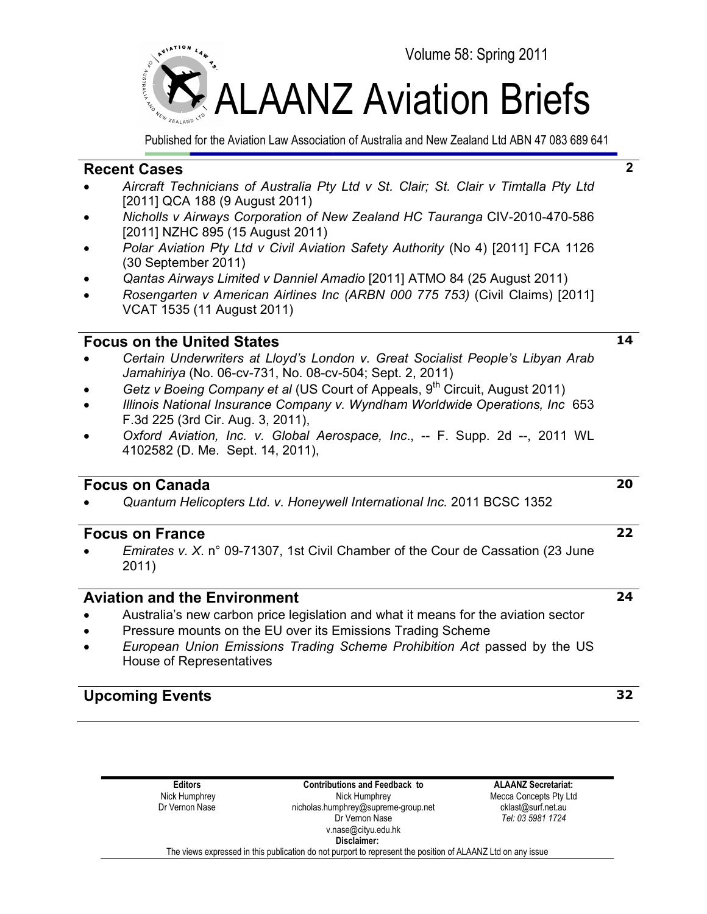Volume 58: Spring 2011

# ALAANZ Aviation Briefs

Published for the Aviation Law Association of Australia and New Zealand Ltd ABN 47 083 689 641

## Recent Cases — 2

- *Aircraft Technicians of Australia Pty Ltd v St. Clair; St. Clair v Timtalla Pty Ltd* [2011] QCA 188 (9 August 2011)
- *Nicholls v Airways Corporation of New Zealand HC Tauranga* CIV-2010-470-586 [2011] NZHC 895 (15 August 2011)
- *Polar Aviation Pty Ltd v Civil Aviation Safety Authority* (No 4) [2011] FCA 1126 (30 September 2011)
- *Qantas Airways Limited v Danniel Amadio* [2011] ATMO 84 (25 August 2011)
- *Rosengarten v American Airlines Inc (ARBN 000 775 753)* (Civil Claims) [2011] VCAT 1535 (11 August 2011)

## Focus on the United States — 14

- *Certain Underwriters at Lloyd's London v. Great Socialist People's Libyan Arab Jamahiriya* (No. 06-cv-731, No. 08-cv-504; Sept. 2, 2011)
- *Getz v Boeing Company et al* (US Court of Appeals, 9th Circuit, August 2011)
- *Illinois National Insurance Company v. Wyndham Worldwide Operations, Inc* 653 F.3d 225 (3rd Cir. Aug. 3, 2011),
- *Oxford Aviation, Inc. v. Global Aerospace, Inc*., -- F. Supp. 2d --, 2011 WL 4102582 (D. Me. Sept. 14, 2011),

## Focus on Canada — 20

- *Quantum Helicopters Ltd. v. Honeywell International Inc.* 2011 BCSC 1352

## Focus on France — 22

- *Emirates v. X*. n° 09-71307, 1st Civil Chamber of the Cour de Cassation (23 June 2011)

## Aviation and the Environment — 24

- Australia's new carbon price legislation and what it means for the aviation sector
- Pressure mounts on the EU over its Emissions Trading Scheme
- *European Union Emissions Trading Scheme Prohibition Act* passed by the US House of Representatives

## Upcoming Events — 32

| Editors | Contributions and Feedback to | ALAANZ Secretariat: |
| --- | --- | --- |
| Nick Humphrey | Nick Humphrey | Mecca Concepts Pty Ltd |
| Dr Vernon Nase | nicholas.humphrey@supreme-group.net | cklast@surf.net.au |
| | Dr Vernon Nase | *Tel: 03 5981 1724* |
| | v.nase@cityu.edu.hk | |

**Disclaimer:**

The views expressed in this publication do not purport to represent the position of ALAANZ Ltd on any issue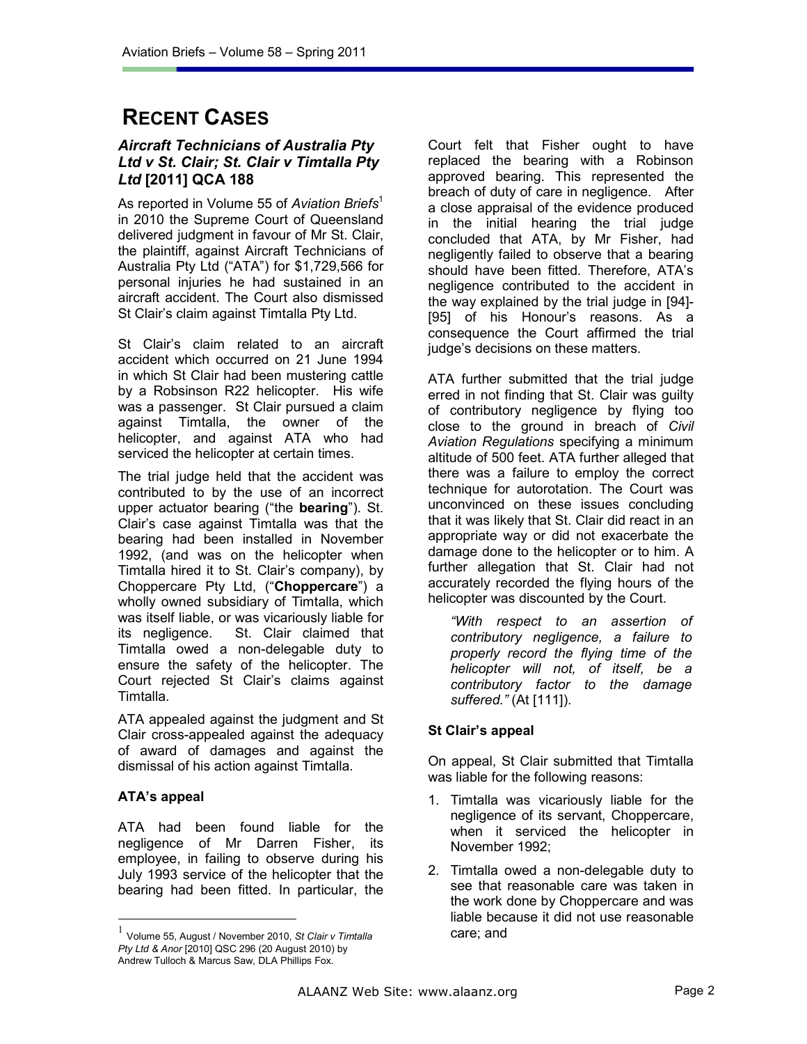# RECENT CASES

### *Aircraft Technicians of Australia Pty Ltd v St. Clair; St. Clair v Timtalla Pty Ltd* [2011] QCA 188

As reported in Volume 55 of *Aviation Briefs*[1] in 2010 the Supreme Court of Queensland delivered judgment in favour of Mr St. Clair, the plaintiff, against Aircraft Technicians of Australia Pty Ltd ("ATA") for $1,729,566 for personal injuries he had sustained in an aircraft accident. The Court also dismissed St Clair's claim against Timtalla Pty Ltd.

St Clair's claim related to an aircraft accident which occurred on 21 June 1994 in which St Clair had been mustering cattle by a Robinson R22 helicopter. His wife was a passenger. St Clair pursued a claim against Timtalla, the owner of the helicopter, and against ATA who had serviced the helicopter at certain times.

The trial judge held that the accident was contributed to by the use of an incorrect upper actuator bearing ("the **bearing**"). St. Clair's case against Timtalla was that the bearing had been installed in November 1992, (and was on the helicopter when Timtalla hired it to St. Clair's company), by Choppercare Pty Ltd, ("**Choppercare**") a wholly owned subsidiary of Timtalla, which was itself liable, or was vicariously liable for its negligence. St. Clair claimed that Timtalla owed a non-delegable duty to ensure the safety of the helicopter. The Court rejected St Clair's claims against Timtalla.

ATA appealed against the judgment and St Clair cross-appealed against the adequacy of award of damages and against the dismissal of his action against Timtalla.

**ATA's appeal**

ATA had been found liable for the negligence of Mr Darren Fisher, its employee, in failing to observe during his July 1993 service of the helicopter that the bearing had been fitted. In particular, the Court felt that Fisher ought to have replaced the bearing with a Robinson approved bearing. This represented the breach of duty of care in negligence. After a close appraisal of the evidence produced in the initial hearing the trial judge concluded that ATA, by Mr Fisher, had negligently failed to observe that a bearing should have been fitted. Therefore, ATA's negligence contributed to the accident in the way explained by the trial judge in [94]-[95] of his Honour's reasons. As a consequence the Court affirmed the trial judge's decisions on these matters.

ATA further submitted that the trial judge erred in not finding that St. Clair was guilty of contributory negligence by flying too close to the ground in breach of *Civil Aviation Regulations* specifying a minimum altitude of 500 feet. ATA further alleged that there was a failure to employ the correct technique for autorotation. The Court was unconvinced on these issues concluding that it was likely that St. Clair did react in an appropriate way or did not exacerbate the damage done to the helicopter or to him. A further allegation that St. Clair had not accurately recorded the flying hours of the helicopter was discounted by the Court.

> *"With respect to an assertion of contributory negligence, a failure to properly record the flying time of the helicopter will not, of itself, be a contributory factor to the damage suffered."* (At [111]).

**St Clair's appeal**

On appeal, St Clair submitted that Timtalla was liable for the following reasons:

1. Timtalla was vicariously liable for the negligence of its servant, Choppercare, when it serviced the helicopter in November 1992;
2. Timtalla owed a non-delegable duty to see that reasonable care was taken in the work done by Choppercare and was liable because it did not use reasonable care; and

---

[1] Volume 55, August / November 2010, *St Clair v Timtalla Pty Ltd & Anor* [2010] QSC 296 (20 August 2010) by Andrew Tulloch & Marcus Saw, DLA Phillips Fox.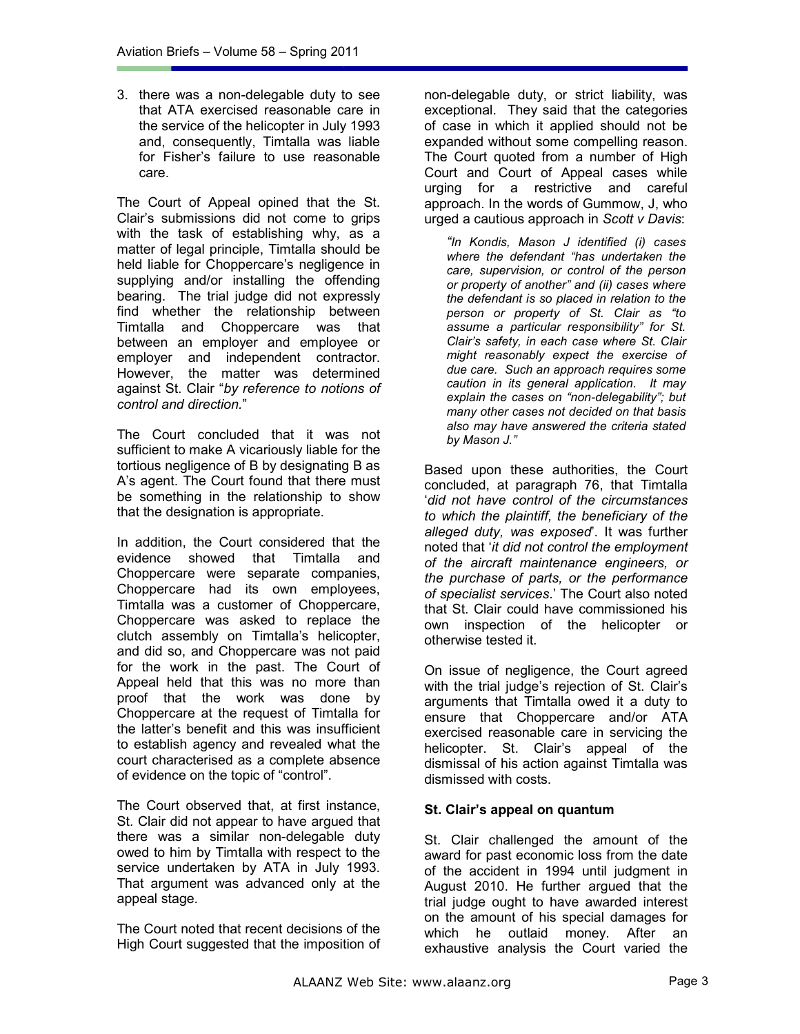3. there was a non-delegable duty to see that ATA exercised reasonable care in the service of the helicopter in July 1993 and, consequently, Timtalla was liable for Fisher's failure to use reasonable care.

The Court of Appeal opined that the St. Clair's submissions did not come to grips with the task of establishing why, as a matter of legal principle, Timtalla should be held liable for Choppercare's negligence in supplying and/or installing the offending bearing. The trial judge did not expressly find whether the relationship between Timtalla and Choppercare was that between an employer and employee or employer and independent contractor. However, the matter was determined against St. Clair "*by reference to notions of control and direction.*"

The Court concluded that it was not sufficient to make A vicariously liable for the tortious negligence of B by designating B as A's agent. The Court found that there must be something in the relationship to show that the designation is appropriate.

In addition, the Court considered that the evidence showed that Timtalla and Choppercare were separate companies, Choppercare had its own employees, Timtalla was a customer of Choppercare, Choppercare was asked to replace the clutch assembly on Timtalla's helicopter, and did so, and Choppercare was not paid for the work in the past. The Court of Appeal held that this was no more than proof that the work was done by Choppercare at the request of Timtalla for the latter's benefit and this was insufficient to establish agency and revealed what the court characterised as a complete absence of evidence on the topic of "control".

The Court observed that, at first instance, St. Clair did not appear to have argued that there was a similar non-delegable duty owed to him by Timtalla with respect to the service undertaken by ATA in July 1993. That argument was advanced only at the appeal stage.

The Court noted that recent decisions of the High Court suggested that the imposition of non-delegable duty, or strict liability, was exceptional. They said that the categories of case in which it applied should not be expanded without some compelling reason. The Court quoted from a number of High Court and Court of Appeal cases while urging for a restrictive and careful approach. In the words of Gummow, J, who urged a cautious approach in *Scott v Davis*:

> *"In Kondis, Mason J identified (i) cases where the defendant "has undertaken the care, supervision, or control of the person or property of another" and (ii) cases where the defendant is so placed in relation to the person or property of St. Clair as "to assume a particular responsibility" for St. Clair's safety, in each case where St. Clair might reasonably expect the exercise of due care. Such an approach requires some caution in its general application. It may explain the cases on "non-delegability"; but many other cases not decided on that basis also may have answered the criteria stated by Mason J."*

Based upon these authorities, the Court concluded, at paragraph 76, that Timtalla '*did not have control of the circumstances to which the plaintiff, the beneficiary of the alleged duty, was exposed*'. It was further noted that '*it did not control the employment of the aircraft maintenance engineers, or the purchase of parts, or the performance of specialist services*.' The Court also noted that St. Clair could have commissioned his own inspection of the helicopter or otherwise tested it.

On issue of negligence, the Court agreed with the trial judge's rejection of St. Clair's arguments that Timtalla owed it a duty to ensure that Choppercare and/or ATA exercised reasonable care in servicing the helicopter. St. Clair's appeal of the dismissal of his action against Timtalla was dismissed with costs.

### St. Clair's appeal on quantum

St. Clair challenged the amount of the award for past economic loss from the date of the accident in 1994 until judgment in August 2010. He further argued that the trial judge ought to have awarded interest on the amount of his special damages for which he outlaid money. After an exhaustive analysis the Court varied the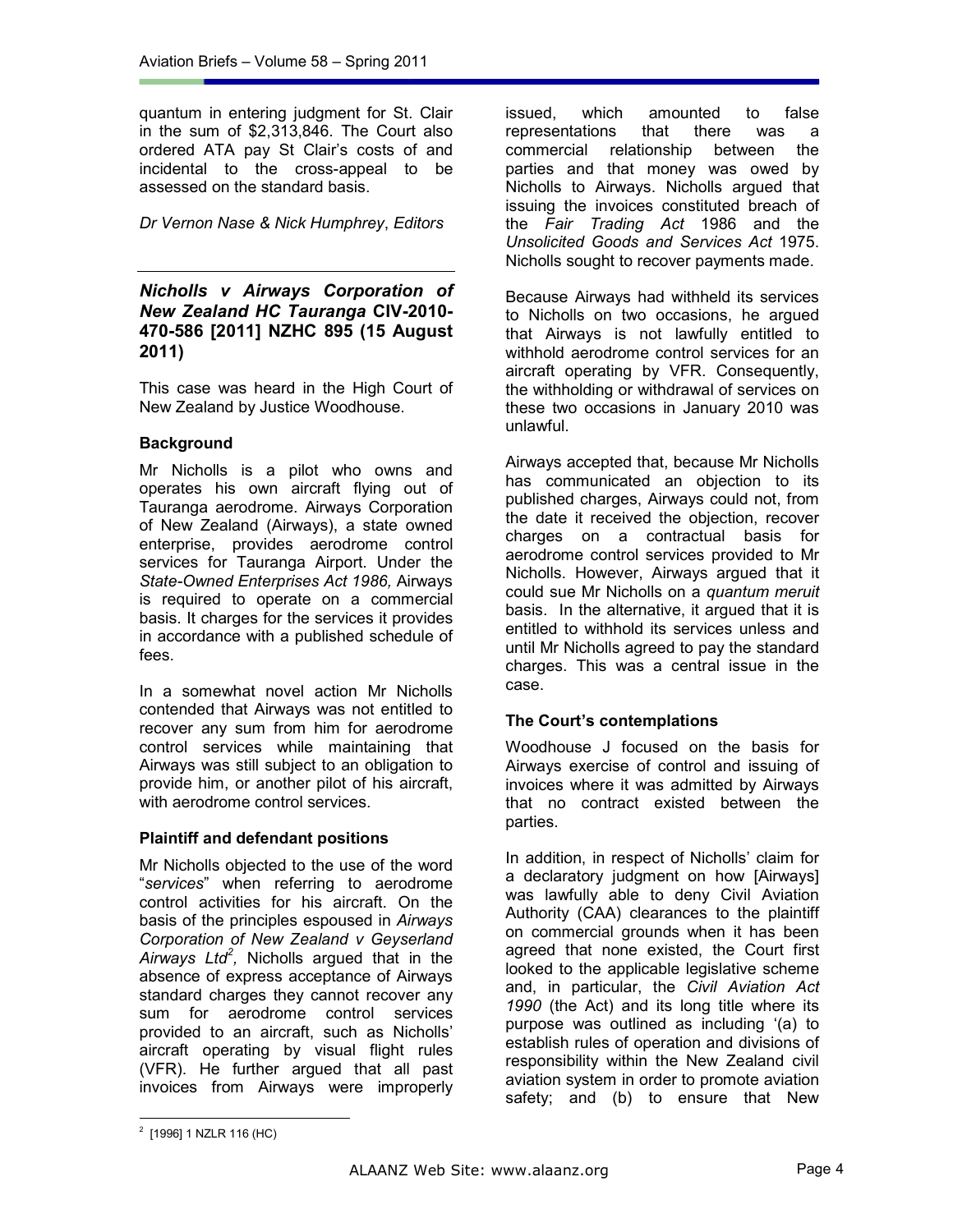quantum in entering judgment for St. Clair in the sum of $2,313,846. The Court also ordered ATA pay St Clair's costs of and incidental to the cross-appeal to be assessed on the standard basis.

*Dr Vernon Nase & Nick Humphrey*, *Editors*

---

### ***Nicholls v Airways Corporation of New Zealand HC Tauranga* CIV-2010-470-586 [2011] NZHC 895 (15 August 2011)**

This case was heard in the High Court of New Zealand by Justice Woodhouse.

#### Background

Mr Nicholls is a pilot who owns and operates his own aircraft flying out of Tauranga aerodrome. Airways Corporation of New Zealand (Airways), a state owned enterprise, provides aerodrome control services for Tauranga Airport. Under the *State-Owned Enterprises Act 1986,* Airways is required to operate on a commercial basis. It charges for the services it provides in accordance with a published schedule of fees.

In a somewhat novel action Mr Nicholls contended that Airways was not entitled to recover any sum from him for aerodrome control services while maintaining that Airways was still subject to an obligation to provide him, or another pilot of his aircraft, with aerodrome control services.

#### Plaintiff and defendant positions

Mr Nicholls objected to the use of the word "*services*" when referring to aerodrome control activities for his aircraft. On the basis of the principles espoused in *Airways Corporation of New Zealand v Geyserland Airways Ltd*[2]*,* Nicholls argued that in the absence of express acceptance of Airways standard charges they cannot recover any sum for aerodrome control services provided to an aircraft, such as Nicholls' aircraft operating by visual flight rules (VFR). He further argued that all past invoices from Airways were improperly issued, which amounted to false representations that there was a commercial relationship between the parties and that money was owed by Nicholls to Airways. Nicholls argued that issuing the invoices constituted breach of the *Fair Trading Act* 1986 and the *Unsolicited Goods and Services Act* 1975. Nicholls sought to recover payments made.

Because Airways had withheld its services to Nicholls on two occasions, he argued that Airways is not lawfully entitled to withhold aerodrome control services for an aircraft operating by VFR. Consequently, the withholding or withdrawal of services on these two occasions in January 2010 was unlawful.

Airways accepted that, because Mr Nicholls has communicated an objection to its published charges, Airways could not, from the date it received the objection, recover charges on a contractual basis for aerodrome control services provided to Mr Nicholls. However, Airways argued that it could sue Mr Nicholls on a *quantum meruit* basis. In the alternative, it argued that it is entitled to withhold its services unless and until Mr Nicholls agreed to pay the standard charges. This was a central issue in the case.

#### The Court's contemplations

Woodhouse J focused on the basis for Airways exercise of control and issuing of invoices where it was admitted by Airways that no contract existed between the parties.

In addition, in respect of Nicholls' claim for a declaratory judgment on how [Airways] was lawfully able to deny Civil Aviation Authority (CAA) clearances to the plaintiff on commercial grounds when it has been agreed that none existed, the Court first looked to the applicable legislative scheme and, in particular, the *Civil Aviation Act 1990* (the Act) and its long title where its purpose was outlined as including '(a) to establish rules of operation and divisions of responsibility within the New Zealand civil aviation system in order to promote aviation safety; and (b) to ensure that New

---

[2] [1996] 1 NZLR 116 (HC)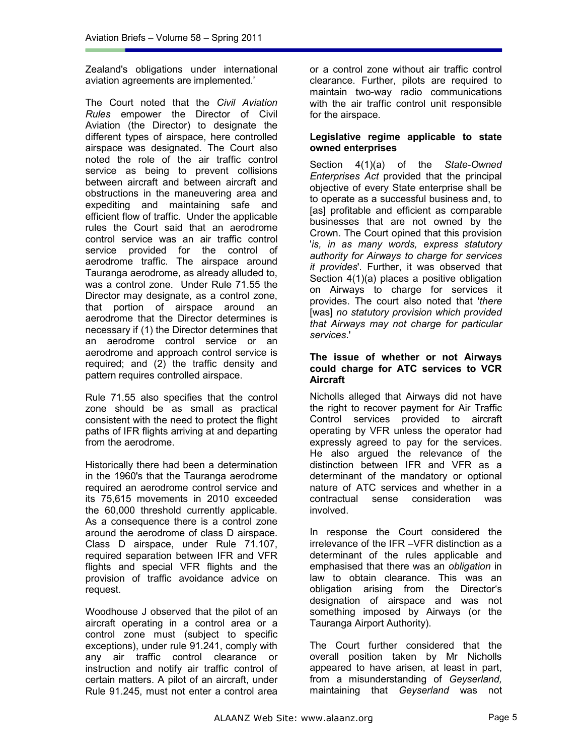Zealand's obligations under international aviation agreements are implemented.'

The Court noted that the *Civil Aviation Rules* empower the Director of Civil Aviation (the Director) to designate the different types of airspace, here controlled airspace was designated. The Court also noted the role of the air traffic control service as being to prevent collisions between aircraft and between aircraft and obstructions in the maneuvering area and expediting and maintaining safe and efficient flow of traffic. Under the applicable rules the Court said that an aerodrome control service was an air traffic control service provided for the control of aerodrome traffic. The airspace around Tauranga aerodrome, as already alluded to, was a control zone. Under Rule 71.55 the Director may designate, as a control zone, that portion of airspace around an aerodrome that the Director determines is necessary if (1) the Director determines that an aerodrome control service or an aerodrome and approach control service is required; and (2) the traffic density and pattern requires controlled airspace.

Rule 71.55 also specifies that the control zone should be as small as practical consistent with the need to protect the flight paths of IFR flights arriving at and departing from the aerodrome.

Historically there had been a determination in the 1960's that the Tauranga aerodrome required an aerodrome control service and its 75,615 movements in 2010 exceeded the 60,000 threshold currently applicable. As a consequence there is a control zone around the aerodrome of class D airspace. Class D airspace, under Rule 71.107, required separation between IFR and VFR flights and special VFR flights and the provision of traffic avoidance advice on request.

Woodhouse J observed that the pilot of an aircraft operating in a control area or a control zone must (subject to specific exceptions), under rule 91.241, comply with any air traffic control clearance or instruction and notify air traffic control of certain matters. A pilot of an aircraft, under Rule 91.245, must not enter a control area or a control zone without air traffic control clearance. Further, pilots are required to maintain two-way radio communications with the air traffic control unit responsible for the airspace.

**Legislative regime applicable to state owned enterprises**

Section 4(1)(a) of the *State-Owned Enterprises Act* provided that the principal objective of every State enterprise shall be to operate as a successful business and, to [as] profitable and efficient as comparable businesses that are not owned by the Crown. The Court opined that this provision '*is, in as many words, express statutory authority for Airways to charge for services it provides*'. Further, it was observed that Section 4(1)(a) places a positive obligation on Airways to charge for services it provides. The court also noted that '*there* [was] *no statutory provision which provided that Airways may not charge for particular services*.'

**The issue of whether or not Airways could charge for ATC services to VCR Aircraft**

Nicholls alleged that Airways did not have the right to recover payment for Air Traffic Control services provided to aircraft operating by VFR unless the operator had expressly agreed to pay for the services. He also argued the relevance of the distinction between IFR and VFR as a determinant of the mandatory or optional nature of ATC services and whether in a contractual sense consideration was involved.

In response the Court considered the irrelevance of the IFR –VFR distinction as a determinant of the rules applicable and emphasised that there was an *obligation* in law to obtain clearance. This was an obligation arising from the Director's designation of airspace and was not something imposed by Airways (or the Tauranga Airport Authority).

The Court further considered that the overall position taken by Mr Nicholls appeared to have arisen, at least in part, from a misunderstanding of *Geyserland,* maintaining that *Geyserland* was not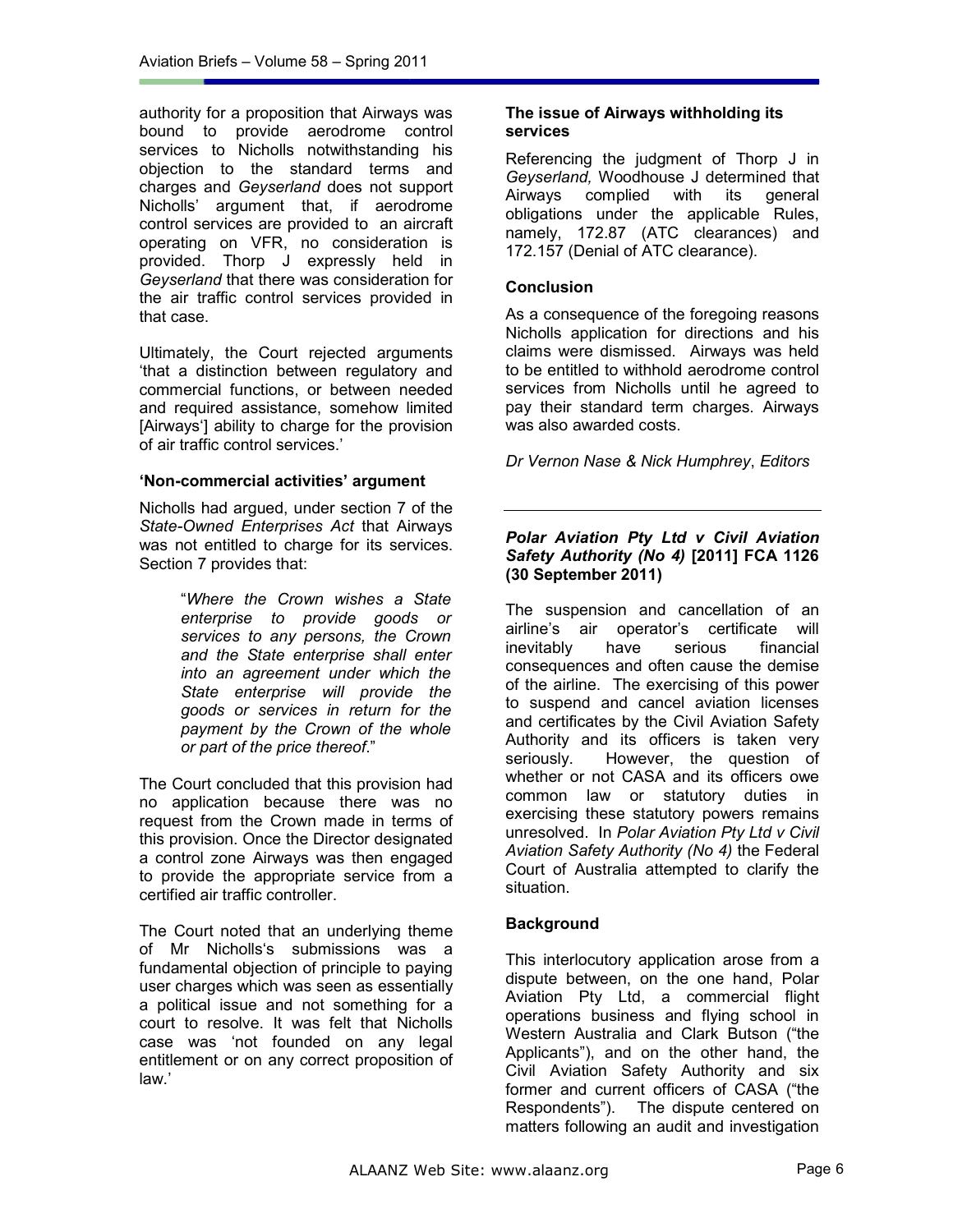authority for a proposition that Airways was bound to provide aerodrome control services to Nicholls notwithstanding his objection to the standard terms and charges and *Geyserland* does not support Nicholls' argument that, if aerodrome control services are provided to an aircraft operating on VFR, no consideration is provided. Thorp J expressly held in *Geyserland* that there was consideration for the air traffic control services provided in that case.

Ultimately, the Court rejected arguments 'that a distinction between regulatory and commercial functions, or between needed and required assistance, somehow limited [Airways'] ability to charge for the provision of air traffic control services.'

### 'Non-commercial activities' argument

Nicholls had argued, under section 7 of the *State-Owned Enterprises Act* that Airways was not entitled to charge for its services. Section 7 provides that:

> "*Where the Crown wishes a State enterprise to provide goods or services to any persons, the Crown and the State enterprise shall enter into an agreement under which the State enterprise will provide the goods or services in return for the payment by the Crown of the whole or part of the price thereof*."

The Court concluded that this provision had no application because there was no request from the Crown made in terms of this provision. Once the Director designated a control zone Airways was then engaged to provide the appropriate service from a certified air traffic controller.

The Court noted that an underlying theme of Mr Nicholls's submissions was a fundamental objection of principle to paying user charges which was seen as essentially a political issue and not something for a court to resolve. It was felt that Nicholls case was 'not founded on any legal entitlement or on any correct proposition of law.'

### The issue of Airways withholding its services

Referencing the judgment of Thorp J in *Geyserland,* Woodhouse J determined that Airways complied with its general obligations under the applicable Rules, namely, 172.87 (ATC clearances) and 172.157 (Denial of ATC clearance).

### Conclusion

As a consequence of the foregoing reasons Nicholls application for directions and his claims were dismissed. Airways was held to be entitled to withhold aerodrome control services from Nicholls until he agreed to pay their standard term charges. Airways was also awarded costs.

*Dr Vernon Nase & Nick Humphrey*, *Editors*

---

## *Polar Aviation Pty Ltd v Civil Aviation Safety Authority (No 4)* [2011] FCA 1126 (30 September 2011)

The suspension and cancellation of an airline's air operator's certificate will inevitably have serious financial consequences and often cause the demise of the airline. The exercising of this power to suspend and cancel aviation licenses and certificates by the Civil Aviation Safety Authority and its officers is taken very seriously. However, the question of whether or not CASA and its officers owe common law or statutory duties in exercising these statutory powers remains unresolved. In *Polar Aviation Pty Ltd v Civil Aviation Safety Authority (No 4)* the Federal Court of Australia attempted to clarify the situation.

### Background

This interlocutory application arose from a dispute between, on the one hand, Polar Aviation Pty Ltd, a commercial flight operations business and flying school in Western Australia and Clark Butson ("the Applicants"), and on the other hand, the Civil Aviation Safety Authority and six former and current officers of CASA ("the Respondents"). The dispute centered on matters following an audit and investigation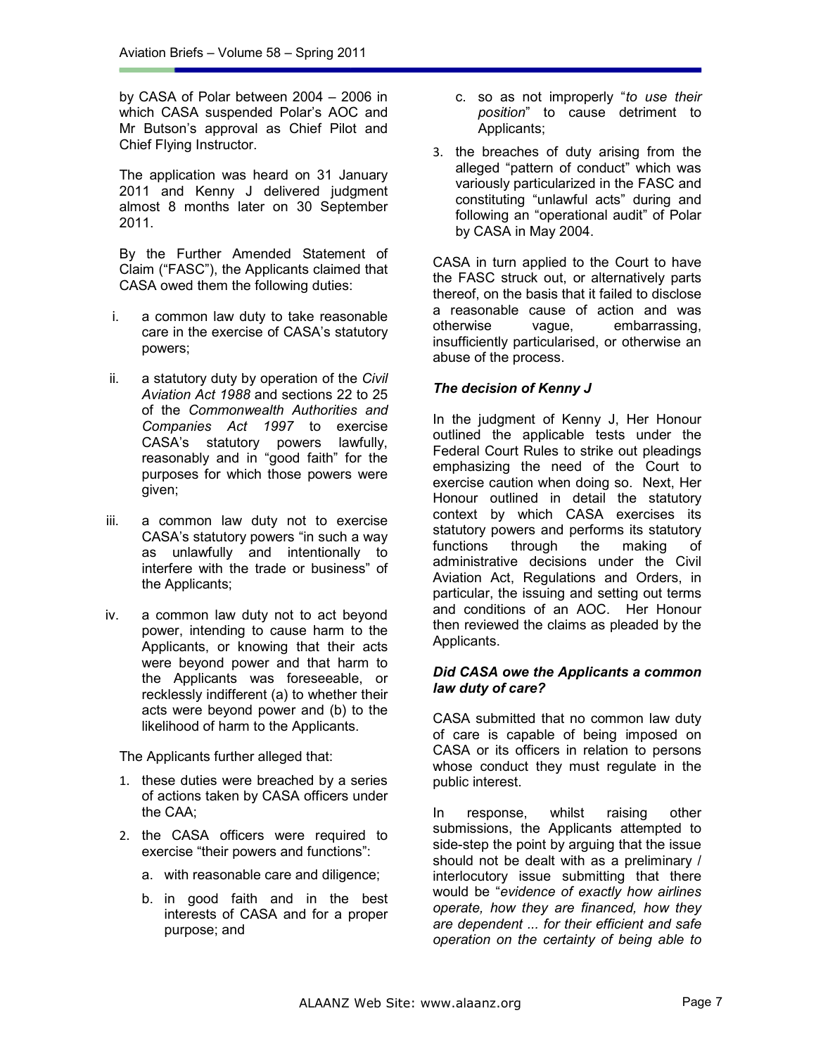by CASA of Polar between 2004 – 2006 in which CASA suspended Polar's AOC and Mr Butson's approval as Chief Pilot and Chief Flying Instructor.

The application was heard on 31 January 2011 and Kenny J delivered judgment almost 8 months later on 30 September 2011.

By the Further Amended Statement of Claim ("FASC"), the Applicants claimed that CASA owed them the following duties:

i. a common law duty to take reasonable care in the exercise of CASA's statutory powers;

ii. a statutory duty by operation of the *Civil Aviation Act 1988* and sections 22 to 25 of the *Commonwealth Authorities and Companies Act 1997* to exercise CASA's statutory powers lawfully, reasonably and in "good faith" for the purposes for which those powers were given;

iii. a common law duty not to exercise CASA's statutory powers "in such a way as unlawfully and intentionally to interfere with the trade or business" of the Applicants;

iv. a common law duty not to act beyond power, intending to cause harm to the Applicants, or knowing that their acts were beyond power and that harm to the Applicants was foreseeable, or recklessly indifferent (a) to whether their acts were beyond power and (b) to the likelihood of harm to the Applicants.

The Applicants further alleged that:

1. these duties were breached by a series of actions taken by CASA officers under the CAA;
2. the CASA officers were required to exercise "their powers and functions":
   a. with reasonable care and diligence;
   b. in good faith and in the best interests of CASA and for a proper purpose; and
   c. so as not improperly "*to use their position*" to cause detriment to Applicants;
3. the breaches of duty arising from the alleged "pattern of conduct" which was variously particularized in the FASC and constituting "unlawful acts" during and following an "operational audit" of Polar by CASA in May 2004.

CASA in turn applied to the Court to have the FASC struck out, or alternatively parts thereof, on the basis that it failed to disclose a reasonable cause of action and was otherwise vague, embarrassing, insufficiently particularised, or otherwise an abuse of the process.

### *The decision of Kenny J*

In the judgment of Kenny J, Her Honour outlined the applicable tests under the Federal Court Rules to strike out pleadings emphasizing the need of the Court to exercise caution when doing so. Next, Her Honour outlined in detail the statutory context by which CASA exercises its statutory powers and performs its statutory functions through the making of administrative decisions under the Civil Aviation Act, Regulations and Orders, in particular, the issuing and setting out terms and conditions of an AOC. Her Honour then reviewed the claims as pleaded by the Applicants.

### *Did CASA owe the Applicants a common law duty of care?*

CASA submitted that no common law duty of care is capable of being imposed on CASA or its officers in relation to persons whose conduct they must regulate in the public interest.

In response, whilst raising other submissions, the Applicants attempted to side-step the point by arguing that the issue should not be dealt with as a preliminary / interlocutory issue submitting that there would be "*evidence of exactly how airlines operate, how they are financed, how they are dependent ... for their efficient and safe operation on the certainty of being able to*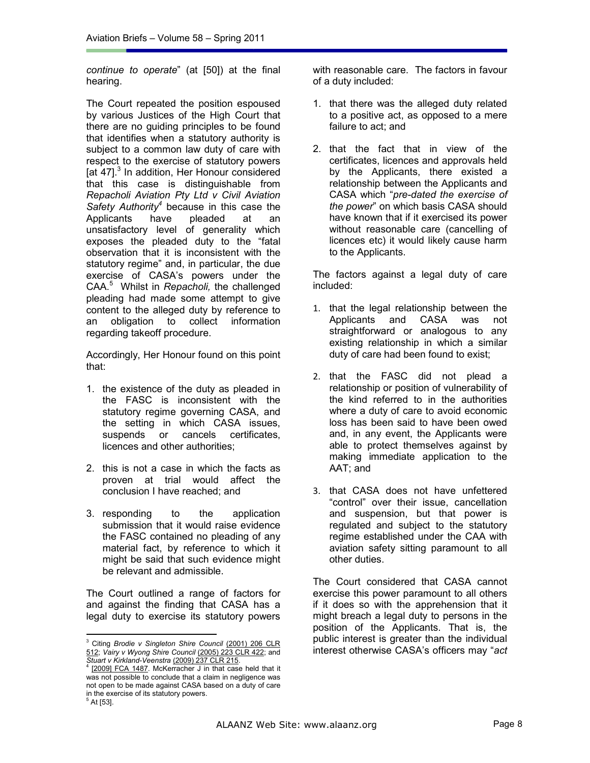*continue to operate*" (at [50]) at the final hearing.

The Court repeated the position espoused by various Justices of the High Court that there are no guiding principles to be found that identifies when a statutory authority is subject to a common law duty of care with respect to the exercise of statutory powers [at 47].[3] In addition, Her Honour considered that this case is distinguishable from *Repacholi Aviation Pty Ltd v Civil Aviation Safety Authority*[4] because in this case the Applicants have pleaded at an unsatisfactory level of generality which exposes the pleaded duty to the "fatal observation that it is inconsistent with the statutory regime" and, in particular, the due exercise of CASA's powers under the CAA.[5] Whilst in *Repacholi,* the challenged pleading had made some attempt to give content to the alleged duty by reference to an obligation to collect information regarding takeoff procedure.

Accordingly, Her Honour found on this point that:

1. the existence of the duty as pleaded in the FASC is inconsistent with the statutory regime governing CASA, and the setting in which CASA issues, suspends or cancels certificates, licences and other authorities;
2. this is not a case in which the facts as proven at trial would affect the conclusion I have reached; and
3. responding to the application submission that it would raise evidence the FASC contained no pleading of any material fact, by reference to which it might be said that such evidence might be relevant and admissible.

The Court outlined a range of factors for and against the finding that CASA has a legal duty to exercise its statutory powers with reasonable care. The factors in favour of a duty included:

1. that there was the alleged duty related to a positive act, as opposed to a mere failure to act; and
2. that the fact that in view of the certificates, licences and approvals held by the Applicants, there existed a relationship between the Applicants and CASA which "*pre-dated the exercise of the power*" on which basis CASA should have known that if it exercised its power without reasonable care (cancelling of licences etc) it would likely cause harm to the Applicants.

The factors against a legal duty of care included:

1. that the legal relationship between the Applicants and CASA was not straightforward or analogous to any existing relationship in which a similar duty of care had been found to exist;
2. that the FASC did not plead a relationship or position of vulnerability of the kind referred to in the authorities where a duty of care to avoid economic loss has been said to have been owed and, in any event, the Applicants were able to protect themselves against by making immediate application to the AAT; and
3. that CASA does not have unfettered "control" over their issue, cancellation and suspension, but that power is regulated and subject to the statutory regime established under the CAA with aviation safety sitting paramount to all other duties.

The Court considered that CASA cannot exercise this power paramount to all others if it does so with the apprehension that it might breach a legal duty to persons in the position of the Applicants. That is, the public interest is greater than the individual interest otherwise CASA's officers may "*act*

---

[3] Citing *Brodie v Singleton Shire Council* (2001) 206 CLR 512; *Vairy v Wyong Shire Council* (2005) 223 CLR 422; and *Stuart v Kirkland-Veenstra* (2009) 237 CLR 215.

[4] [2009] FCA 1487. McKerracher J in that case held that it was not possible to conclude that a claim in negligence was not open to be made against CASA based on a duty of care in the exercise of its statutory powers.

[5] At [53].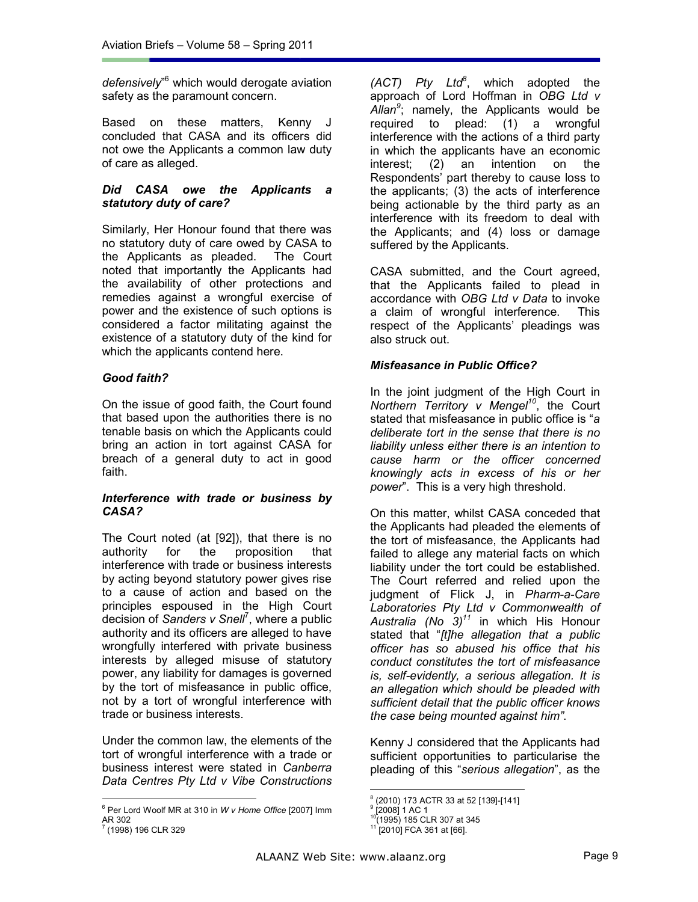*defensively*"[6] which would derogate aviation safety as the paramount concern.

Based on these matters, Kenny J concluded that CASA and its officers did not owe the Applicants a common law duty of care as alleged.

### *Did CASA owe the Applicants a statutory duty of care?*

Similarly, Her Honour found that there was no statutory duty of care owed by CASA to the Applicants as pleaded. The Court noted that importantly the Applicants had the availability of other protections and remedies against a wrongful exercise of power and the existence of such options is considered a factor militating against the existence of a statutory duty of the kind for which the applicants contend here.

### *Good faith?*

On the issue of good faith, the Court found that based upon the authorities there is no tenable basis on which the Applicants could bring an action in tort against CASA for breach of a general duty to act in good faith.

### *Interference with trade or business by CASA?*

The Court noted (at [92]), that there is no authority for the proposition that interference with trade or business interests by acting beyond statutory power gives rise to a cause of action and based on the principles espoused in the High Court decision of *Sanders v Snell*[7], where a public authority and its officers are alleged to have wrongfully interfered with private business interests by alleged misuse of statutory power, any liability for damages is governed by the tort of misfeasance in public office, not by a tort of wrongful interference with trade or business interests.

Under the common law, the elements of the tort of wrongful interference with a trade or business interest were stated in *Canberra Data Centres Pty Ltd v Vibe Constructions (ACT) Pty Ltd*[8], which adopted the approach of Lord Hoffman in *OBG Ltd v Allan*[9]; namely, the Applicants would be required to plead: (1) a wrongful interference with the actions of a third party in which the applicants have an economic interest; (2) an intention on the Respondents' part thereby to cause loss to the applicants; (3) the acts of interference being actionable by the third party as an interference with its freedom to deal with the Applicants; and (4) loss or damage suffered by the Applicants.

CASA submitted, and the Court agreed, that the Applicants failed to plead in accordance with *OBG Ltd v Data* to invoke a claim of wrongful interference. This respect of the Applicants' pleadings was also struck out.

### *Misfeasance in Public Office?*

In the joint judgment of the High Court in *Northern Territory v Mengel*[10], the Court stated that misfeasance in public office is "*a deliberate tort in the sense that there is no liability unless either there is an intention to cause harm or the officer concerned knowingly acts in excess of his or her power*". This is a very high threshold.

On this matter, whilst CASA conceded that the Applicants had pleaded the elements of the tort of misfeasance, the Applicants had failed to allege any material facts on which liability under the tort could be established. The Court referred and relied upon the judgment of Flick J, in *Pharm-a-Care Laboratories Pty Ltd v Commonwealth of Australia (No 3)*[11] in which His Honour stated that "*[t]he allegation that a public officer has so abused his office that his conduct constitutes the tort of misfeasance is, self-evidently, a serious allegation. It is an allegation which should be pleaded with sufficient detail that the public officer knows the case being mounted against him"*.

Kenny J considered that the Applicants had sufficient opportunities to particularise the pleading of this "*serious allegation*", as the

---

[6] Per Lord Woolf MR at 310 in *W v Home Office* [2007] Imm AR 302

[7] (1998) 196 CLR 329

[8] (2010) 173 ACTR 33 at 52 [139]-[141]

[9] [2008] 1 AC 1

[10] (1995) 185 CLR 307 at 345

[11] [2010] FCA 361 at [66].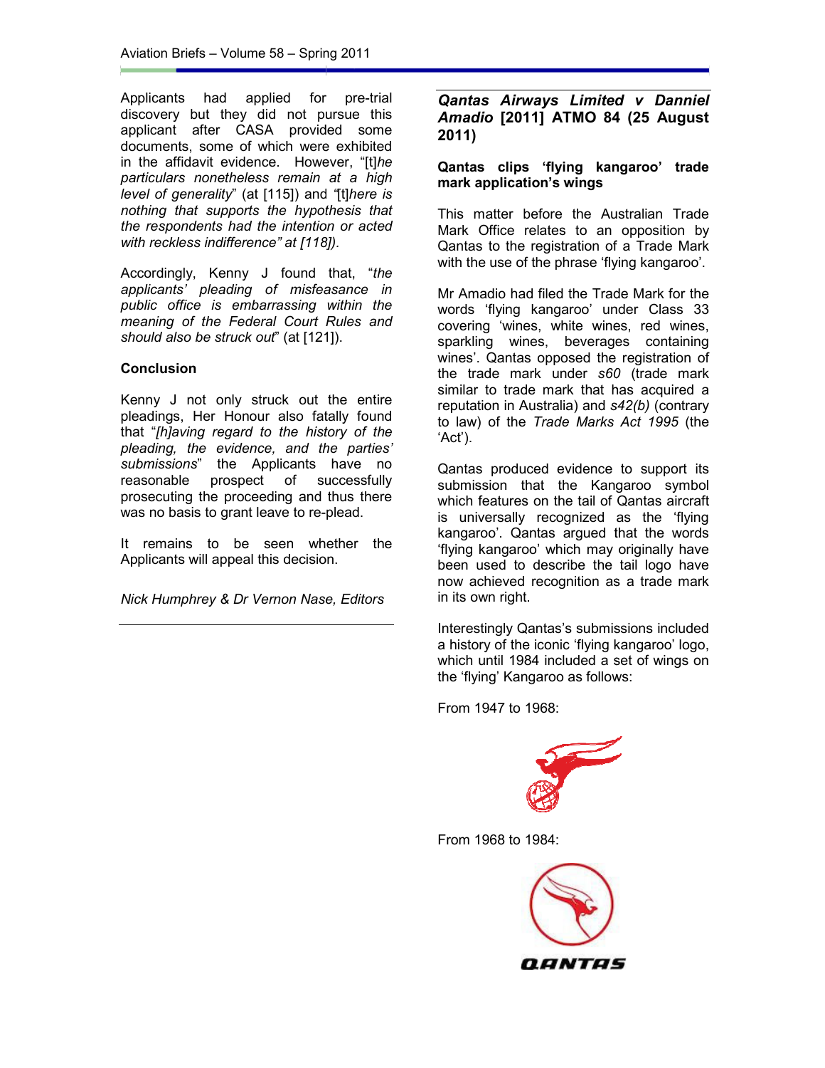Applicants had applied for pre-trial discovery but they did not pursue this applicant after CASA provided some documents, some of which were exhibited in the affidavit evidence. However, "[t]*he particulars nonetheless remain at a high level of generality*" (at [115]) and "[t]*here is nothing that supports the hypothesis that the respondents had the intention or acted with reckless indifference" at [118]).*

Accordingly, Kenny J found that, "*the applicants' pleading of misfeasance in public office is embarrassing within the meaning of the Federal Court Rules and should also be struck out*" (at [121]).

**Conclusion**

Kenny J not only struck out the entire pleadings, Her Honour also fatally found that "*[h]aving regard to the history of the pleading, the evidence, and the parties' submissions*" the Applicants have no reasonable prospect of successfully prosecuting the proceeding and thus there was no basis to grant leave to re-plead.

It remains to be seen whether the Applicants will appeal this decision.

*Nick Humphrey & Dr Vernon Nase, Editors*

## *Qantas Airways Limited v Danniel Amadio* [2011] ATMO 84 (25 August 2011)

**Qantas clips 'flying kangaroo' trade mark application's wings**

This matter before the Australian Trade Mark Office relates to an opposition by Qantas to the registration of a Trade Mark with the use of the phrase 'flying kangaroo'.

Mr Amadio had filed the Trade Mark for the words 'flying kangaroo' under Class 33 covering 'wines, white wines, red wines, sparkling wines, beverages containing wines'. Qantas opposed the registration of the trade mark under *s60* (trade mark similar to trade mark that has acquired a reputation in Australia) and *s42(b)* (contrary to law) of the *Trade Marks Act 1995* (the 'Act').

Qantas produced evidence to support its submission that the Kangaroo symbol which features on the tail of Qantas aircraft is universally recognized as the 'flying kangaroo'. Qantas argued that the words 'flying kangaroo' which may originally have been used to describe the tail logo have now achieved recognition as a trade mark in its own right.

Interestingly Qantas's submissions included a history of the iconic 'flying kangaroo' logo, which until 1984 included a set of wings on the 'flying' Kangaroo as follows:

From 1947 to 1968:

From 1968 to 1984: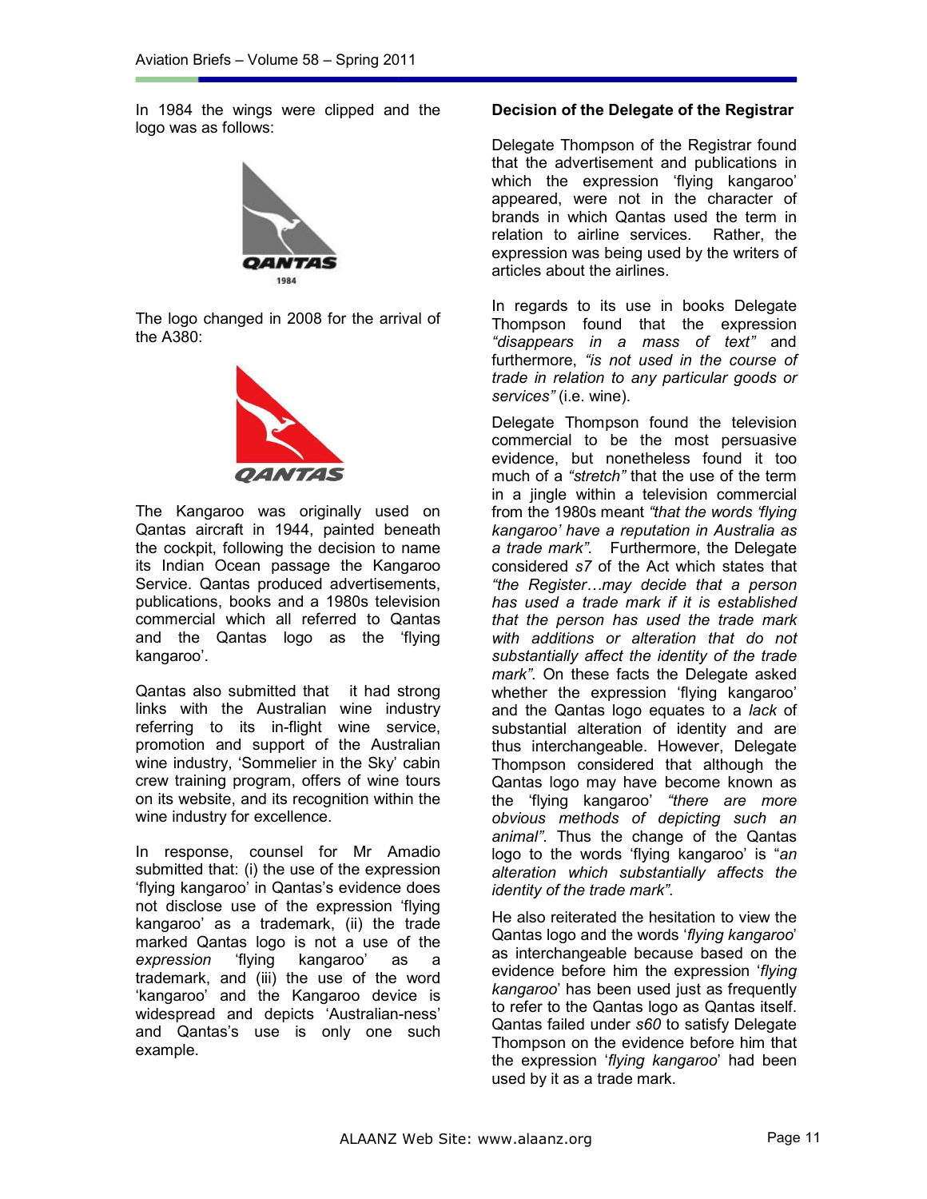In 1984 the wings were clipped and the logo was as follows:

The logo changed in 2008 for the arrival of the A380:

The Kangaroo was originally used on Qantas aircraft in 1944, painted beneath the cockpit, following the decision to name its Indian Ocean passage the Kangaroo Service. Qantas produced advertisements, publications, books and a 1980s television commercial which all referred to Qantas and the Qantas logo as the 'flying kangaroo'.

Qantas also submitted that it had strong links with the Australian wine industry referring to its in-flight wine service, promotion and support of the Australian wine industry, 'Sommelier in the Sky' cabin crew training program, offers of wine tours on its website, and its recognition within the wine industry for excellence.

In response, counsel for Mr Amadio submitted that: (i) the use of the expression 'flying kangaroo' in Qantas's evidence does not disclose use of the expression 'flying kangaroo' as a trademark, (ii) the trade marked Qantas logo is not a use of the *expression* 'flying kangaroo' as a trademark, and (iii) the use of the word 'kangaroo' and the Kangaroo device is widespread and depicts 'Australian-ness' and Qantas's use is only one such example.

**Decision of the Delegate of the Registrar**

Delegate Thompson of the Registrar found that the advertisement and publications in which the expression 'flying kangaroo' appeared, were not in the character of brands in which Qantas used the term in relation to airline services. Rather, the expression was being used by the writers of articles about the airlines.

In regards to its use in books Delegate Thompson found that the expression *"disappears in a mass of text"* and furthermore, *"is not used in the course of trade in relation to any particular goods or services"* (i.e. wine).

Delegate Thompson found the television commercial to be the most persuasive evidence, but nonetheless found it too much of a *"stretch"* that the use of the term in a jingle within a television commercial from the 1980s meant *"that the words 'flying kangaroo' have a reputation in Australia as a trade mark"*. Furthermore, the Delegate considered *s7* of the Act which states that *"the Register…may decide that a person has used a trade mark if it is established that the person has used the trade mark with additions or alteration that do not substantially affect the identity of the trade mark"*. On these facts the Delegate asked whether the expression 'flying kangaroo' and the Qantas logo equates to a *lack* of substantial alteration of identity and are thus interchangeable. However, Delegate Thompson considered that although the Qantas logo may have become known as the 'flying kangaroo' *"there are more obvious methods of depicting such an animal"*. Thus the change of the Qantas logo to the words 'flying kangaroo' is "*an alteration which substantially affects the identity of the trade mark"*.

He also reiterated the hesitation to view the Qantas logo and the words '*flying kangaroo*' as interchangeable because based on the evidence before him the expression '*flying kangaroo*' has been used just as frequently to refer to the Qantas logo as Qantas itself. Qantas failed under *s60* to satisfy Delegate Thompson on the evidence before him that the expression '*flying kangaroo*' had been used by it as a trade mark.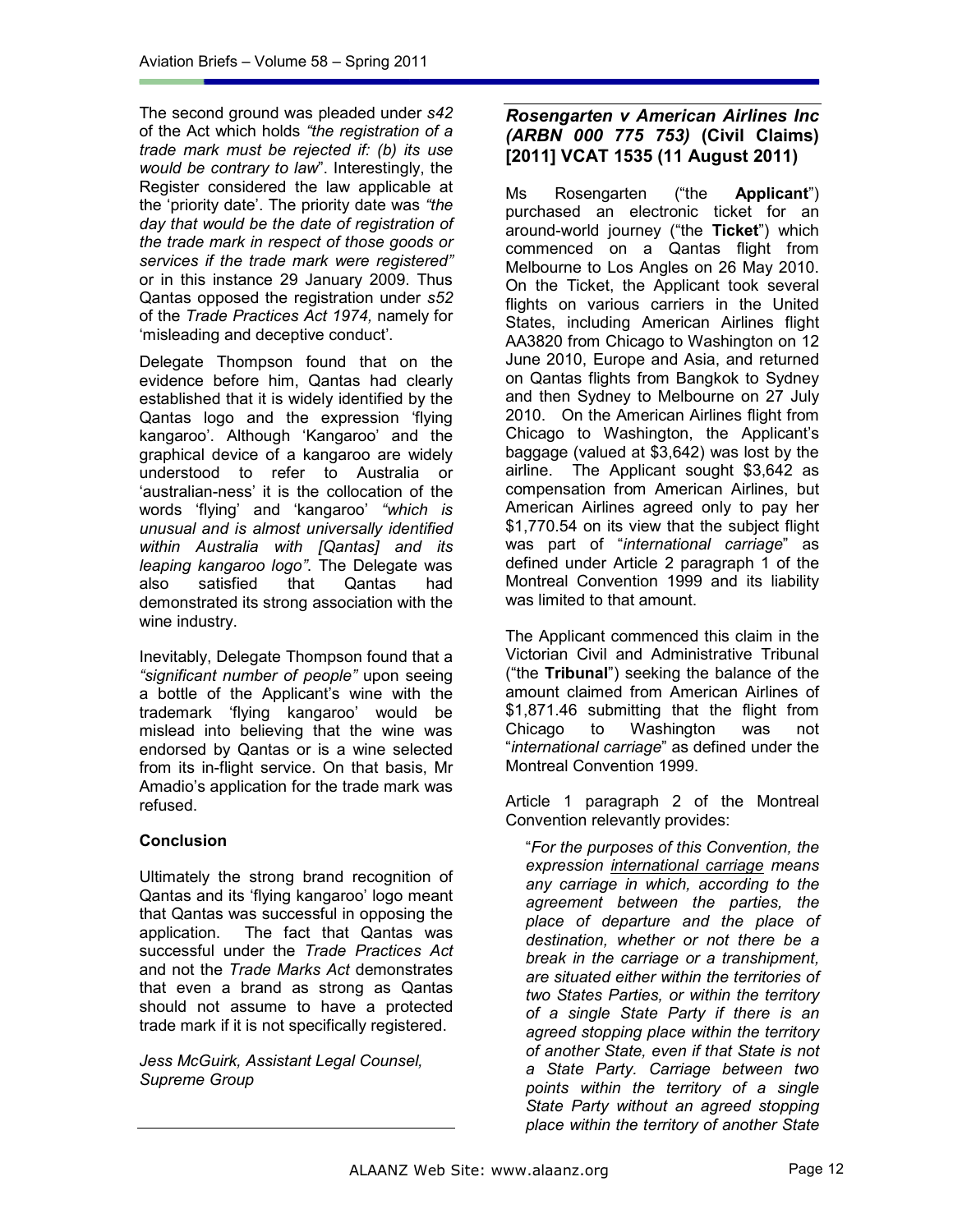The second ground was pleaded under *s42* of the Act which holds *"the registration of a trade mark must be rejected if: (b) its use would be contrary to law*". Interestingly, the Register considered the law applicable at the 'priority date'. The priority date was *"the day that would be the date of registration of the trade mark in respect of those goods or services if the trade mark were registered"* or in this instance 29 January 2009. Thus Qantas opposed the registration under *s52* of the *Trade Practices Act 1974,* namely for 'misleading and deceptive conduct'.

Delegate Thompson found that on the evidence before him, Qantas had clearly established that it is widely identified by the Qantas logo and the expression 'flying kangaroo'. Although 'Kangaroo' and the graphical device of a kangaroo are widely understood to refer to Australia or 'australian-ness' it is the collocation of the words 'flying' and 'kangaroo' *"which is unusual and is almost universally identified within Australia with [Qantas] and its leaping kangaroo logo"*. The Delegate was also satisfied that Qantas had demonstrated its strong association with the wine industry.

Inevitably, Delegate Thompson found that a *"significant number of people"* upon seeing a bottle of the Applicant's wine with the trademark 'flying kangaroo' would be mislead into believing that the wine was endorsed by Qantas or is a wine selected from its in-flight service. On that basis, Mr Amadio's application for the trade mark was refused.

### Conclusion

Ultimately the strong brand recognition of Qantas and its 'flying kangaroo' logo meant that Qantas was successful in opposing the application. The fact that Qantas was successful under the *Trade Practices Act* and not the *Trade Marks Act* demonstrates that even a brand as strong as Qantas should not assume to have a protected trade mark if it is not specifically registered.

*Jess McGuirk, Assistant Legal Counsel, Supreme Group*

## *Rosengarten v American Airlines Inc (ARBN 000 775 753)* (Civil Claims) [2011] VCAT 1535 (11 August 2011)

Ms Rosengarten ("the **Applicant**") purchased an electronic ticket for an around-world journey ("the **Ticket**") which commenced on a Qantas flight from Melbourne to Los Angles on 26 May 2010. On the Ticket, the Applicant took several flights on various carriers in the United States, including American Airlines flight AA3820 from Chicago to Washington on 12 June 2010, Europe and Asia, and returned on Qantas flights from Bangkok to Sydney and then Sydney to Melbourne on 27 July 2010. On the American Airlines flight from Chicago to Washington, the Applicant's baggage (valued at $3,642) was lost by the airline. The Applicant sought $3,642 as compensation from American Airlines, but American Airlines agreed only to pay her $1,770.54 on its view that the subject flight was part of "*international carriage*" as defined under Article 2 paragraph 1 of the Montreal Convention 1999 and its liability was limited to that amount.

The Applicant commenced this claim in the Victorian Civil and Administrative Tribunal ("the **Tribunal**") seeking the balance of the amount claimed from American Airlines of $1,871.46 submitting that the flight from Chicago to Washington was not "*international carriage*" as defined under the Montreal Convention 1999.

Article 1 paragraph 2 of the Montreal Convention relevantly provides:

> "*For the purposes of this Convention, the expression international carriage means any carriage in which, according to the agreement between the parties, the place of departure and the place of destination, whether or not there be a break in the carriage or a transhipment, are situated either within the territories of two States Parties, or within the territory of a single State Party if there is an agreed stopping place within the territory of another State, even if that State is not a State Party. Carriage between two points within the territory of a single State Party without an agreed stopping place within the territory of another State*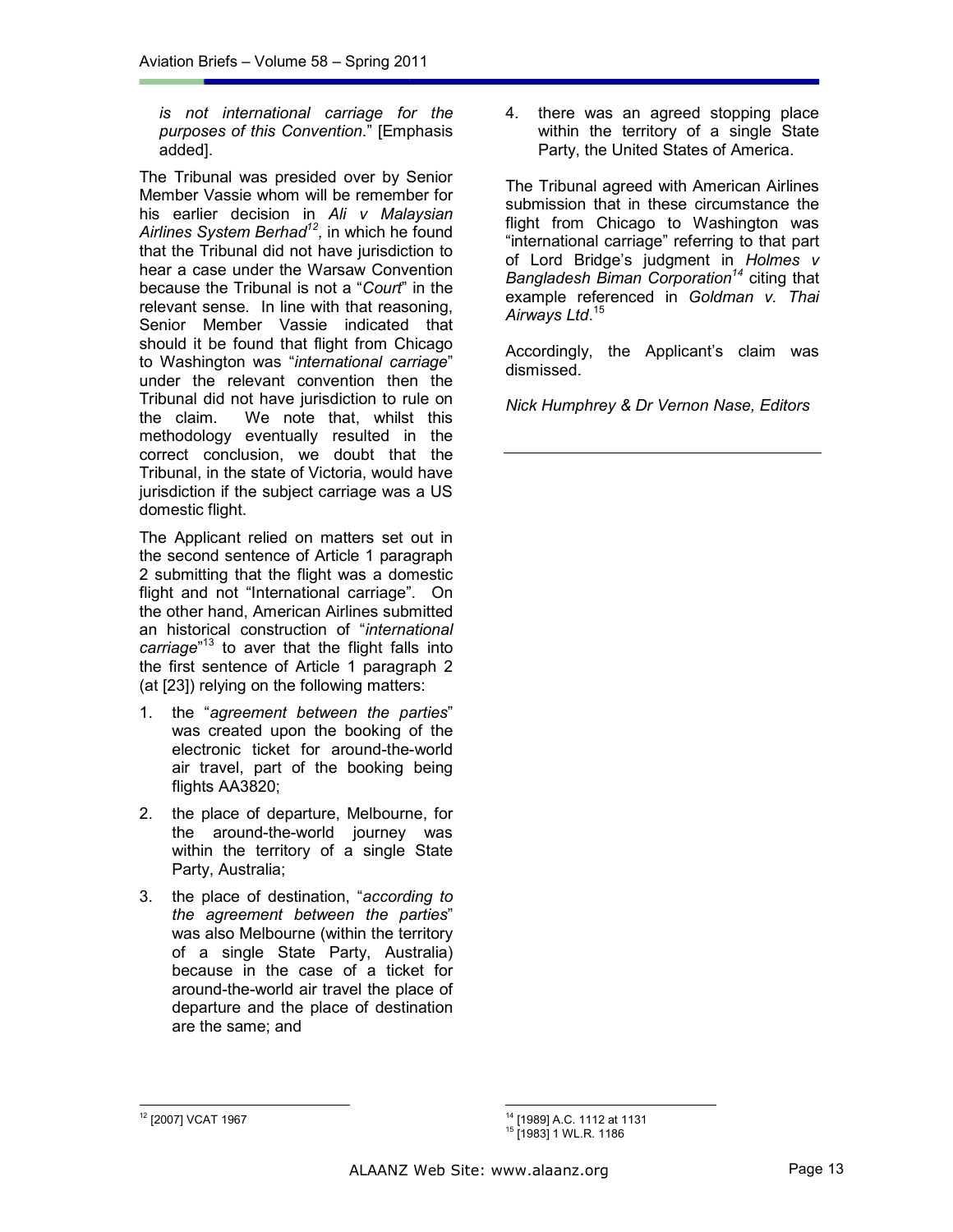*is not international carriage for the purposes of this Convention*." [Emphasis added].

The Tribunal was presided over by Senior Member Vassie whom will be remember for his earlier decision in *Ali v Malaysian Airlines System Berhad*[12], in which he found that the Tribunal did not have jurisdiction to hear a case under the Warsaw Convention because the Tribunal is not a "*Court*" in the relevant sense. In line with that reasoning, Senior Member Vassie indicated that should it be found that flight from Chicago to Washington was "*international carriage*" under the relevant convention then the Tribunal did not have jurisdiction to rule on the claim. We note that, whilst this methodology eventually resulted in the correct conclusion, we doubt that the Tribunal, in the state of Victoria, would have jurisdiction if the subject carriage was a US domestic flight.

The Applicant relied on matters set out in the second sentence of Article 1 paragraph 2 submitting that the flight was a domestic flight and not "International carriage". On the other hand, American Airlines submitted an historical construction of "*international carriage*"[13] to aver that the flight falls into the first sentence of Article 1 paragraph 2 (at [23]) relying on the following matters:

1. the "*agreement between the parties*" was created upon the booking of the electronic ticket for around-the-world air travel, part of the booking being flights AA3820;
2. the place of departure, Melbourne, for the around-the-world journey was within the territory of a single State Party, Australia;
3. the place of destination, "*according to the agreement between the parties*" was also Melbourne (within the territory of a single State Party, Australia) because in the case of a ticket for around-the-world air travel the place of departure and the place of destination are the same; and
4. there was an agreed stopping place within the territory of a single State Party, the United States of America.

The Tribunal agreed with American Airlines submission that in these circumstance the flight from Chicago to Washington was "international carriage" referring to that part of Lord Bridge's judgment in *Holmes v Bangladesh Biman Corporation*[14] citing that example referenced in *Goldman v. Thai Airways Ltd*.[15]

Accordingly, the Applicant's claim was dismissed.

*Nick Humphrey & Dr Vernon Nase, Editors*

---

[12] [2007] VCAT 1967

[14] [1989] A.C. 1112 at 1131

[15] [1983] 1 WL.R. 1186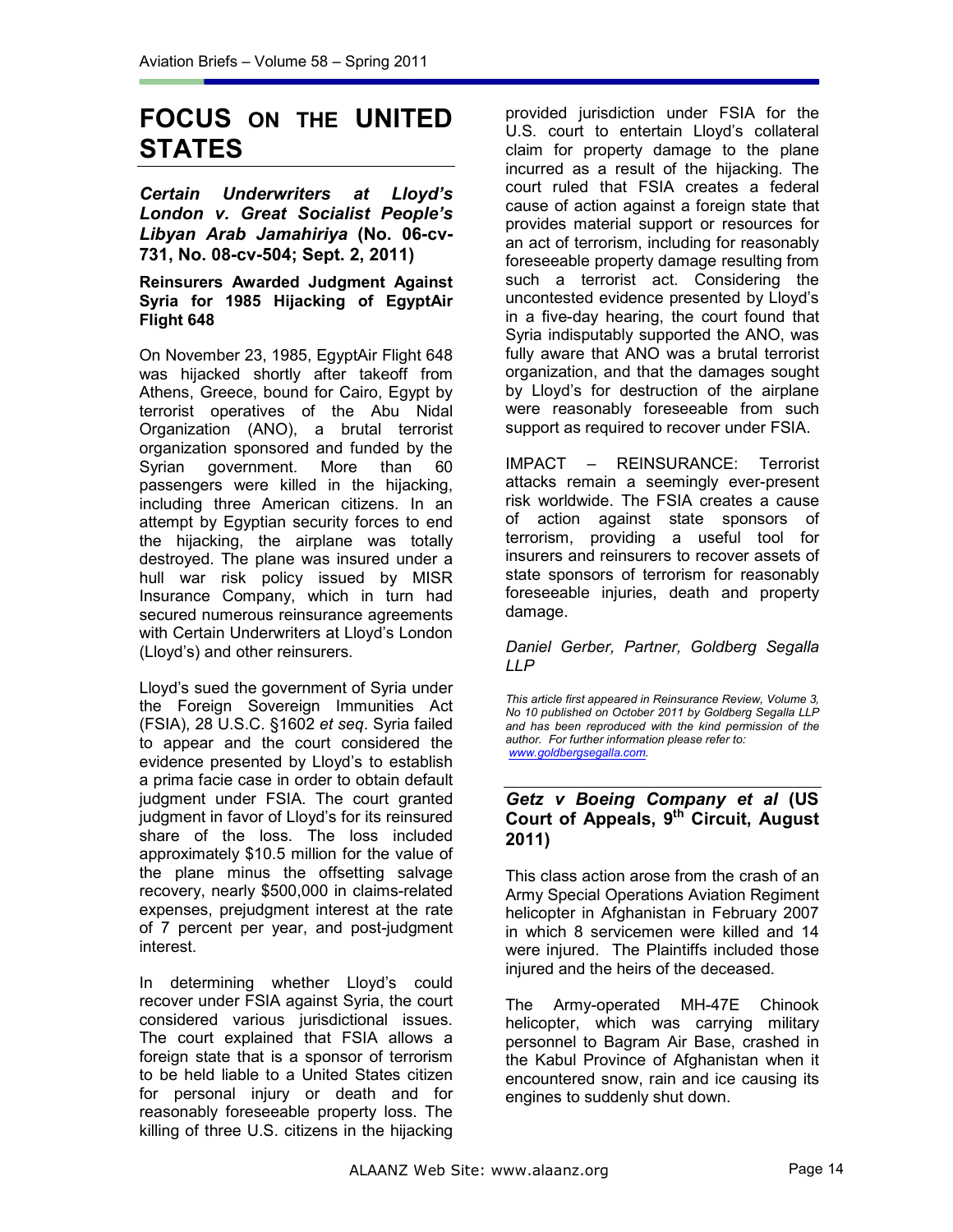# FOCUS ON THE UNITED STATES

***Certain Underwriters at Lloyd's London v. Great Socialist People's Libyan Arab Jamahiriya* (No. 06-cv-731, No. 08-cv-504; Sept. 2, 2011)**

**Reinsurers Awarded Judgment Against Syria for 1985 Hijacking of EgyptAir Flight 648**

On November 23, 1985, EgyptAir Flight 648 was hijacked shortly after takeoff from Athens, Greece, bound for Cairo, Egypt by terrorist operatives of the Abu Nidal Organization (ANO), a brutal terrorist organization sponsored and funded by the Syrian government. More than 60 passengers were killed in the hijacking, including three American citizens. In an attempt by Egyptian security forces to end the hijacking, the airplane was totally destroyed. The plane was insured under a hull war risk policy issued by MISR Insurance Company, which in turn had secured numerous reinsurance agreements with Certain Underwriters at Lloyd's London (Lloyd's) and other reinsurers.

Lloyd's sued the government of Syria under the Foreign Sovereign Immunities Act (FSIA), 28 U.S.C. §1602 *et seq*. Syria failed to appear and the court considered the evidence presented by Lloyd's to establish a prima facie case in order to obtain default judgment under FSIA. The court granted judgment in favor of Lloyd's for its reinsured share of the loss. The loss included approximately $10.5 million for the value of the plane minus the offsetting salvage recovery, nearly $500,000 in claims-related expenses, prejudgment interest at the rate of 7 percent per year, and post-judgment interest.

In determining whether Lloyd's could recover under FSIA against Syria, the court considered various jurisdictional issues. The court explained that FSIA allows a foreign state that is a sponsor of terrorism to be held liable to a United States citizen for personal injury or death and for reasonably foreseeable property loss. The killing of three U.S. citizens in the hijacking provided jurisdiction under FSIA for the U.S. court to entertain Lloyd's collateral claim for property damage to the plane incurred as a result of the hijacking. The court ruled that FSIA creates a federal cause of action against a foreign state that provides material support or resources for an act of terrorism, including for reasonably foreseeable property damage resulting from such a terrorist act. Considering the uncontested evidence presented by Lloyd's in a five-day hearing, the court found that Syria indisputably supported the ANO, was fully aware that ANO was a brutal terrorist organization, and that the damages sought by Lloyd's for destruction of the airplane were reasonably foreseeable from such support as required to recover under FSIA.

IMPACT – REINSURANCE: Terrorist attacks remain a seemingly ever-present risk worldwide. The FSIA creates a cause of action against state sponsors of terrorism, providing a useful tool for insurers and reinsurers to recover assets of state sponsors of terrorism for reasonably foreseeable injuries, death and property damage.

*Daniel Gerber, Partner, Goldberg Segalla LLP*

*This article first appeared in Reinsurance Review, Volume 3, No 10 published on October 2011 by Goldberg Segalla LLP and has been reproduced with the kind permission of the author. For further information please refer to: www.goldbergsegalla.com.*

## *Getz v Boeing Company et al* (US Court of Appeals, 9th Circuit, August 2011)

This class action arose from the crash of an Army Special Operations Aviation Regiment helicopter in Afghanistan in February 2007 in which 8 servicemen were killed and 14 were injured. The Plaintiffs included those injured and the heirs of the deceased.

The Army-operated MH-47E Chinook helicopter, which was carrying military personnel to Bagram Air Base, crashed in the Kabul Province of Afghanistan when it encountered snow, rain and ice causing its engines to suddenly shut down.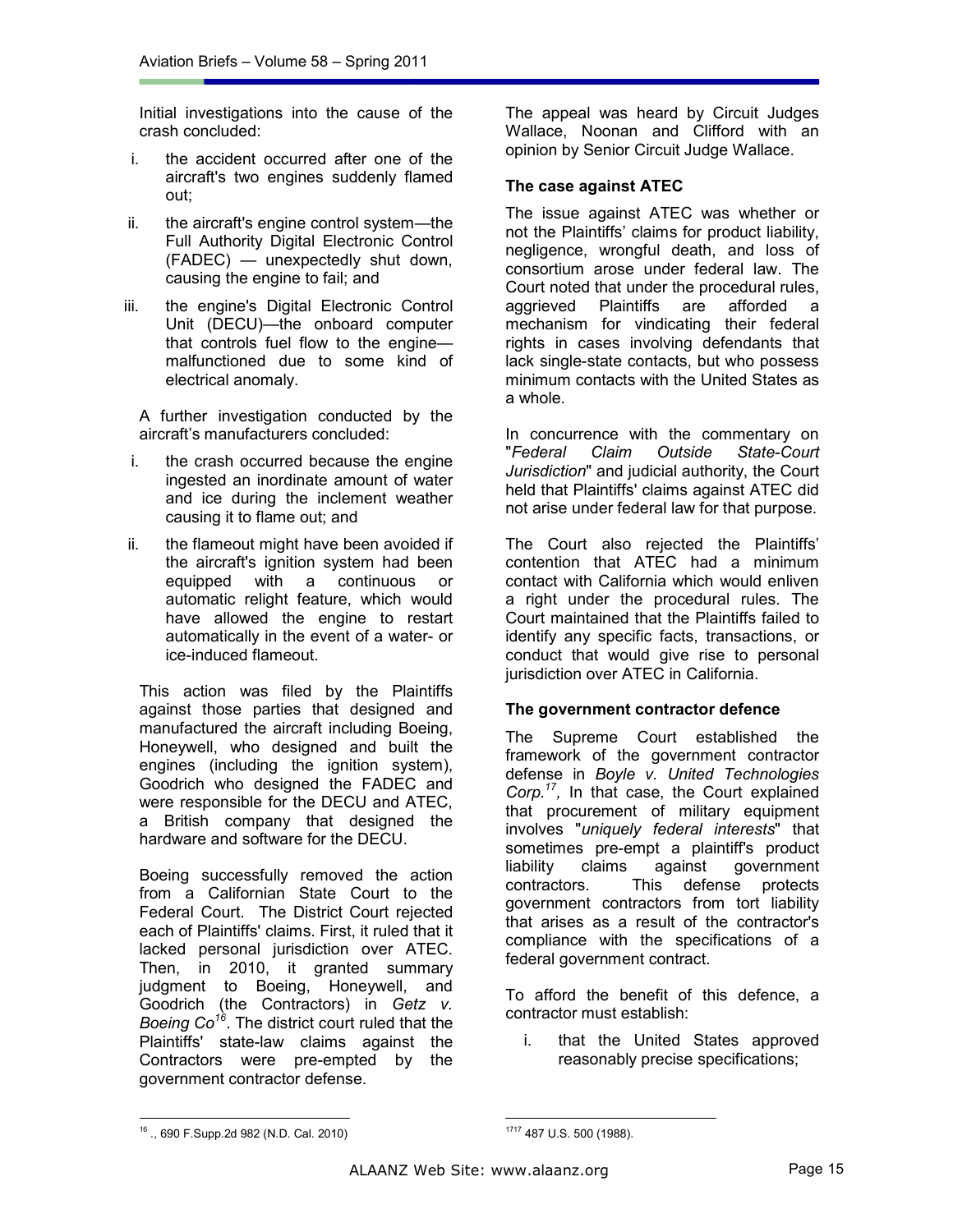Initial investigations into the cause of the crash concluded:

i. the accident occurred after one of the aircraft's two engines suddenly flamed out;

ii. the aircraft's engine control system—the Full Authority Digital Electronic Control (FADEC) — unexpectedly shut down, causing the engine to fail; and

iii. the engine's Digital Electronic Control Unit (DECU)—the onboard computer that controls fuel flow to the engine—malfunctioned due to some kind of electrical anomaly.

A further investigation conducted by the aircraft's manufacturers concluded:

i. the crash occurred because the engine ingested an inordinate amount of water and ice during the inclement weather causing it to flame out; and

ii. the flameout might have been avoided if the aircraft's ignition system had been equipped with a continuous or automatic relight feature, which would have allowed the engine to restart automatically in the event of a water- or ice-induced flameout.

This action was filed by the Plaintiffs against those parties that designed and manufactured the aircraft including Boeing, Honeywell, who designed and built the engines (including the ignition system), Goodrich who designed the FADEC and were responsible for the DECU and ATEC, a British company that designed the hardware and software for the DECU.

Boeing successfully removed the action from a Californian State Court to the Federal Court. The District Court rejected each of Plaintiffs' claims. First, it ruled that it lacked personal jurisdiction over ATEC. Then, in 2010, it granted summary judgment to Boeing, Honeywell, and Goodrich (the Contractors) in *Getz v. Boeing Co*[16]. The district court ruled that the Plaintiffs' state-law claims against the Contractors were pre-empted by the government contractor defense.

The appeal was heard by Circuit Judges Wallace, Noonan and Clifford with an opinion by Senior Circuit Judge Wallace.

**The case against ATEC**

The issue against ATEC was whether or not the Plaintiffs' claims for product liability, negligence, wrongful death, and loss of consortium arose under federal law. The Court noted that under the procedural rules, aggrieved Plaintiffs are afforded a mechanism for vindicating their federal rights in cases involving defendants that lack single-state contacts, but who possess minimum contacts with the United States as a whole.

In concurrence with the commentary on "*Federal Claim Outside State-Court Jurisdiction*" and judicial authority, the Court held that Plaintiffs' claims against ATEC did not arise under federal law for that purpose.

The Court also rejected the Plaintiffs' contention that ATEC had a minimum contact with California which would enliven a right under the procedural rules. The Court maintained that the Plaintiffs failed to identify any specific facts, transactions, or conduct that would give rise to personal jurisdiction over ATEC in California.

**The government contractor defence**

The Supreme Court established the framework of the government contractor defense in *Boyle v. United Technologies Corp.*[17], In that case, the Court explained that procurement of military equipment involves "*uniquely federal interests*" that sometimes pre-empt a plaintiff's product liability claims against government contractors. This defense protects government contractors from tort liability that arises as a result of the contractor's compliance with the specifications of a federal government contract.

To afford the benefit of this defence, a contractor must establish:

i. that the United States approved reasonably precise specifications;

---

[16] ., 690 F.Supp.2d 982 (N.D. Cal. 2010)

[17] 487 U.S. 500 (1988).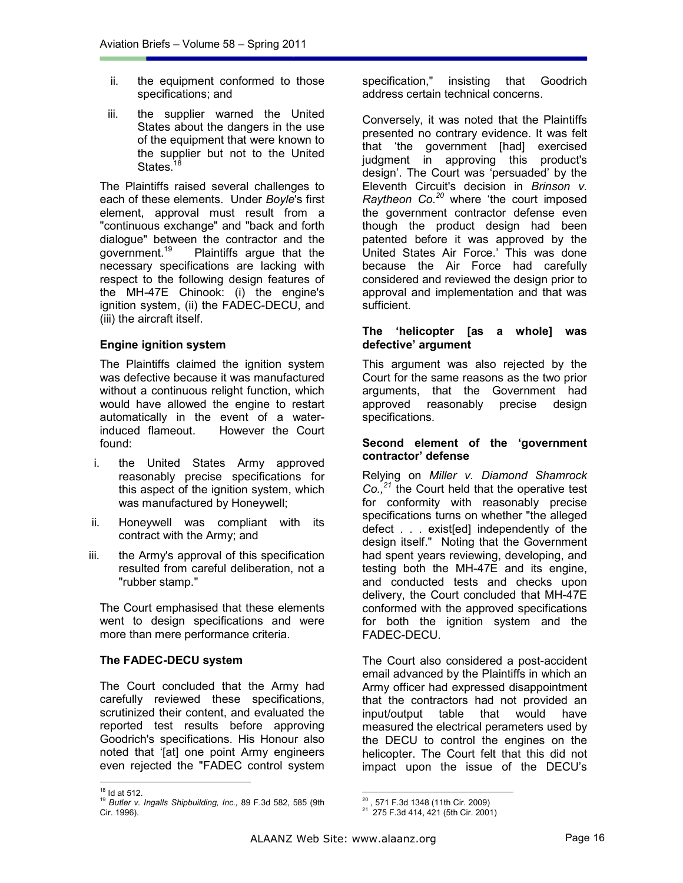ii. the equipment conformed to those specifications; and

iii. the supplier warned the United States about the dangers in the use of the equipment that were known to the supplier but not to the United States.[18]

The Plaintiffs raised several challenges to each of these elements. Under *Boyle*'s first element, approval must result from a "continuous exchange" and "back and forth dialogue" between the contractor and the government.[19] Plaintiffs argue that the necessary specifications are lacking with respect to the following design features of the MH-47E Chinook: (i) the engine's ignition system, (ii) the FADEC-DECU, and (iii) the aircraft itself.

**Engine ignition system**

The Plaintiffs claimed the ignition system was defective because it was manufactured without a continuous relight function, which would have allowed the engine to restart automatically in the event of a water-induced flameout. However the Court found:

i. the United States Army approved reasonably precise specifications for this aspect of the ignition system, which was manufactured by Honeywell;

ii. Honeywell was compliant with its contract with the Army; and

iii. the Army's approval of this specification resulted from careful deliberation, not a "rubber stamp."

The Court emphasised that these elements went to design specifications and were more than mere performance criteria.

**The FADEC-DECU system**

The Court concluded that the Army had carefully reviewed these specifications, scrutinized their content, and evaluated the reported test results before approving Goodrich's specifications. His Honour also noted that '[at] one point Army engineers even rejected the "FADEC control system specification," insisting that Goodrich address certain technical concerns.

Conversely, it was noted that the Plaintiffs presented no contrary evidence. It was felt that 'the government [had] exercised judgment in approving this product's design'. The Court was 'persuaded' by the Eleventh Circuit's decision in *Brinson v. Raytheon Co.*[20] where 'the court imposed the government contractor defense even though the product design had been patented before it was approved by the United States Air Force.' This was done because the Air Force had carefully considered and reviewed the design prior to approval and implementation and that was sufficient.

**The 'helicopter [as a whole] was defective' argument**

This argument was also rejected by the Court for the same reasons as the two prior arguments, that the Government had approved reasonably precise design specifications.

**Second element of the 'government contractor' defense**

Relying on *Miller v. Diamond Shamrock Co.,*[21] the Court held that the operative test for conformity with reasonably precise specifications turns on whether "the alleged defect . . . exist[ed] independently of the design itself." Noting that the Government had spent years reviewing, developing, and testing both the MH-47E and its engine, and conducted tests and checks upon delivery, the Court concluded that MH-47E conformed with the approved specifications for both the ignition system and the FADEC-DECU.

The Court also considered a post-accident email advanced by the Plaintiffs in which an Army officer had expressed disappointment that the contractors had not provided an input/output table that would have measured the electrical perameters used by the DECU to control the engines on the helicopter. The Court felt that this did not impact upon the issue of the DECU's

---

[18] Id at 512.

[19] *Butler v. Ingalls Shipbuilding, Inc.,* 89 F.3d 582, 585 (9th Cir. 1996).

[20] , 571 F.3d 1348 (11th Cir. 2009)

[21] 275 F.3d 414, 421 (5th Cir. 2001)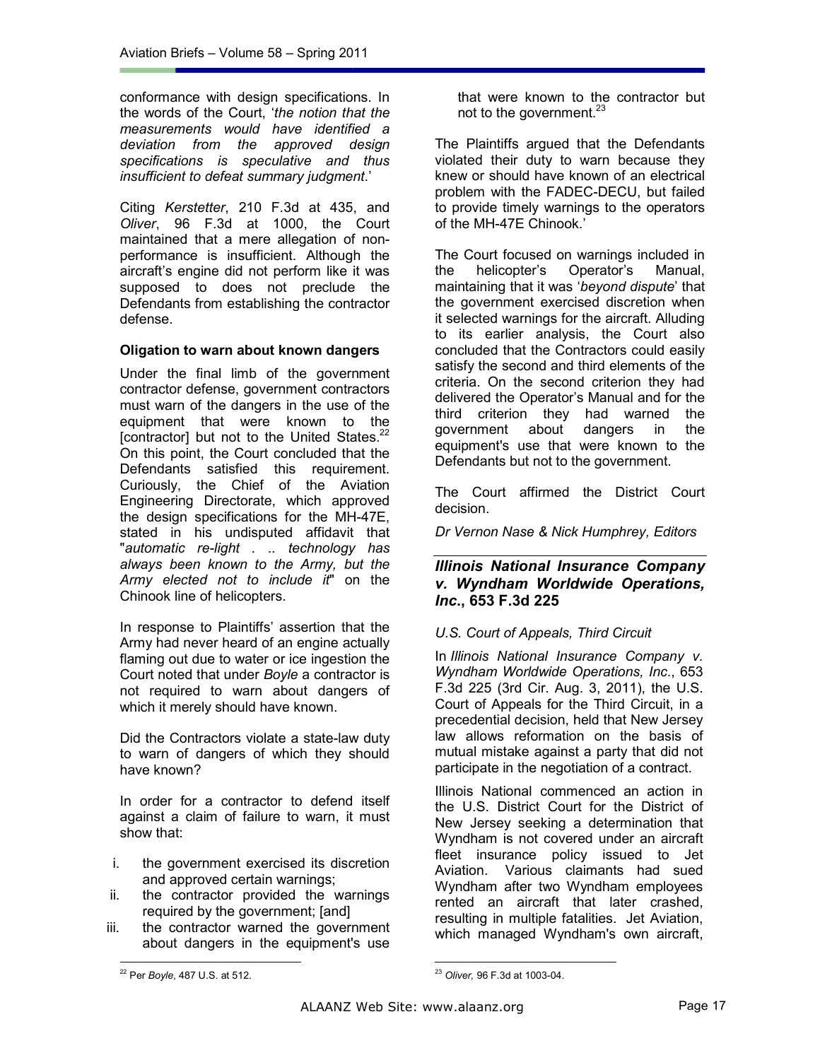conformance with design specifications. In the words of the Court, '*the notion that the measurements would have identified a deviation from the approved design specifications is speculative and thus insufficient to defeat summary judgment*.'

Citing *Kerstetter*, 210 F.3d at 435, and *Oliver*, 96 F.3d at 1000, the Court maintained that a mere allegation of non-performance is insufficient. Although the aircraft's engine did not perform like it was supposed to does not preclude the Defendants from establishing the contractor defense.

### Oligation to warn about known dangers

Under the final limb of the government contractor defense, government contractors must warn of the dangers in the use of the equipment that were known to the [contractor] but not to the United States.[22] On this point, the Court concluded that the Defendants satisfied this requirement. Curiously, the Chief of the Aviation Engineering Directorate, which approved the design specifications for the MH-47E, stated in his undisputed affidavit that "*automatic re-light . .. technology has always been known to the Army, but the Army elected not to include it*" on the Chinook line of helicopters.

In response to Plaintiffs' assertion that the Army had never heard of an engine actually flaming out due to water or ice ingestion the Court noted that under *Boyle* a contractor is not required to warn about dangers of which it merely should have known.

Did the Contractors violate a state-law duty to warn of dangers of which they should have known?

In order for a contractor to defend itself against a claim of failure to warn, it must show that:

i. the government exercised its discretion and approved certain warnings;
ii. the contractor provided the warnings required by the government; [and]
iii. the contractor warned the government about dangers in the equipment's use that were known to the contractor but not to the government.[23]

The Plaintiffs argued that the Defendants violated their duty to warn because they knew or should have known of an electrical problem with the FADEC-DECU, but failed to provide timely warnings to the operators of the MH-47E Chinook.'

The Court focused on warnings included in the helicopter's Operator's Manual, maintaining that it was '*beyond dispute*' that the government exercised discretion when it selected warnings for the aircraft. Alluding to its earlier analysis, the Court also concluded that the Contractors could easily satisfy the second and third elements of the criteria. On the second criterion they had delivered the Operator's Manual and for the third criterion they had warned the government about dangers in the equipment's use that were known to the Defendants but not to the government.

The Court affirmed the District Court decision.

*Dr Vernon Nase & Nick Humphrey, Editors*

## *Illinois National Insurance Company v. Wyndham Worldwide Operations, Inc*., 653 F.3d 225

*U.S. Court of Appeals, Third Circuit*

In *Illinois National Insurance Company v. Wyndham Worldwide Operations, Inc*., 653 F.3d 225 (3rd Cir. Aug. 3, 2011), the U.S. Court of Appeals for the Third Circuit, in a precedential decision, held that New Jersey law allows reformation on the basis of mutual mistake against a party that did not participate in the negotiation of a contract.

Illinois National commenced an action in the U.S. District Court for the District of New Jersey seeking a determination that Wyndham is not covered under an aircraft fleet insurance policy issued to Jet Aviation. Various claimants had sued Wyndham after two Wyndham employees rented an aircraft that later crashed, resulting in multiple fatalities. Jet Aviation, which managed Wyndham's own aircraft,

---

[22] Per *Boyle*, 487 U.S. at 512.

[23] *Oliver,* 96 F.3d at 1003-04.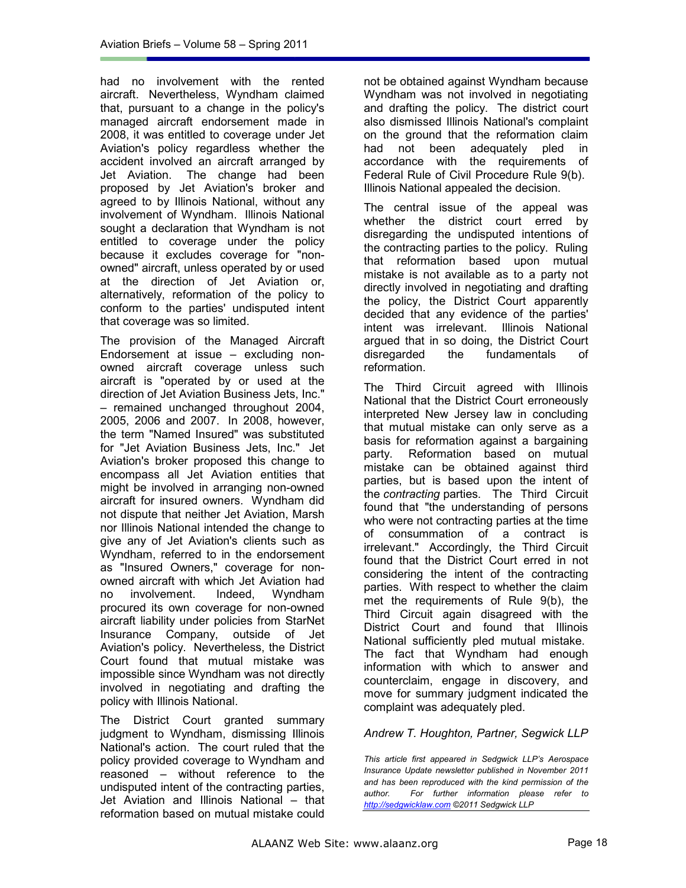had no involvement with the rented aircraft. Nevertheless, Wyndham claimed that, pursuant to a change in the policy's managed aircraft endorsement made in 2008, it was entitled to coverage under Jet Aviation's policy regardless whether the accident involved an aircraft arranged by Jet Aviation. The change had been proposed by Jet Aviation's broker and agreed to by Illinois National, without any involvement of Wyndham. Illinois National sought a declaration that Wyndham is not entitled to coverage under the policy because it excludes coverage for "non-owned" aircraft, unless operated by or used at the direction of Jet Aviation or, alternatively, reformation of the policy to conform to the parties' undisputed intent that coverage was so limited.

The provision of the Managed Aircraft Endorsement at issue – excluding non-owned aircraft coverage unless such aircraft is "operated by or used at the direction of Jet Aviation Business Jets, Inc." – remained unchanged throughout 2004, 2005, 2006 and 2007. In 2008, however, the term "Named Insured" was substituted for "Jet Aviation Business Jets, Inc." Jet Aviation's broker proposed this change to encompass all Jet Aviation entities that might be involved in arranging non-owned aircraft for insured owners. Wyndham did not dispute that neither Jet Aviation, Marsh nor Illinois National intended the change to give any of Jet Aviation's clients such as Wyndham, referred to in the endorsement as "Insured Owners," coverage for non-owned aircraft with which Jet Aviation had no involvement. Indeed, Wyndham procured its own coverage for non-owned aircraft liability under policies from StarNet Insurance Company, outside of Jet Aviation's policy. Nevertheless, the District Court found that mutual mistake was impossible since Wyndham was not directly involved in negotiating and drafting the policy with Illinois National.

The District Court granted summary judgment to Wyndham, dismissing Illinois National's action. The court ruled that the policy provided coverage to Wyndham and reasoned – without reference to the undisputed intent of the contracting parties, Jet Aviation and Illinois National – that reformation based on mutual mistake could not be obtained against Wyndham because Wyndham was not involved in negotiating and drafting the policy. The district court also dismissed Illinois National's complaint on the ground that the reformation claim had not been adequately pled in accordance with the requirements of Federal Rule of Civil Procedure Rule 9(b). Illinois National appealed the decision.

The central issue of the appeal was whether the district court erred by disregarding the undisputed intentions of the contracting parties to the policy. Ruling that reformation based upon mutual mistake is not available as to a party not directly involved in negotiating and drafting the policy, the District Court apparently decided that any evidence of the parties' intent was irrelevant. Illinois National argued that in so doing, the District Court disregarded the fundamentals of reformation.

The Third Circuit agreed with Illinois National that the District Court erroneously interpreted New Jersey law in concluding that mutual mistake can only serve as a basis for reformation against a bargaining party. Reformation based on mutual mistake can be obtained against third parties, but is based upon the intent of the *contracting* parties. The Third Circuit found that "the understanding of persons who were not contracting parties at the time of consummation of a contract is irrelevant." Accordingly, the Third Circuit found that the District Court erred in not considering the intent of the contracting parties. With respect to whether the claim met the requirements of Rule 9(b), the Third Circuit again disagreed with the District Court and found that Illinois National sufficiently pled mutual mistake. The fact that Wyndham had enough information with which to answer and counterclaim, engage in discovery, and move for summary judgment indicated the complaint was adequately pled.

*Andrew T. Houghton, Partner, Segwick LLP*

*This article first appeared in Sedgwick LLP's Aerospace Insurance Update newsletter published in November 2011 and has been reproduced with the kind permission of the author. For further information please refer to [http://sedgwicklaw.com](http://sedgwicklaw.com) ©2011 Sedgwick LLP*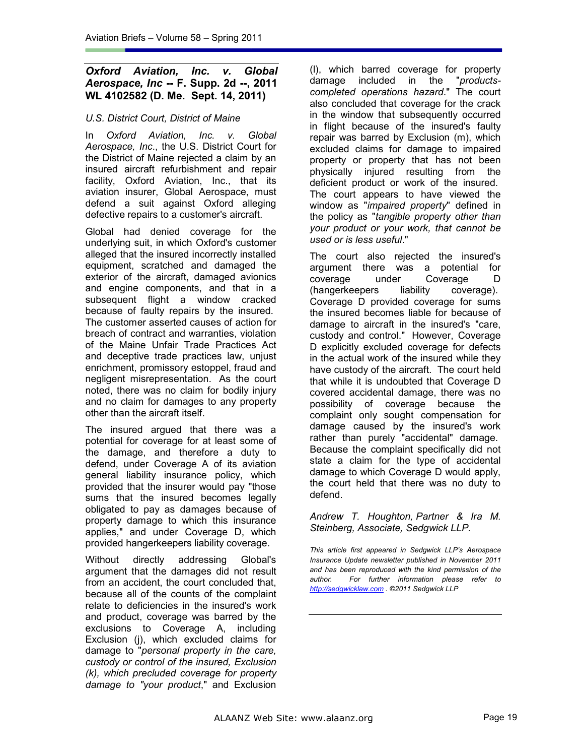## *Oxford Aviation, Inc. v. Global Aerospace, Inc* -- F. Supp. 2d --, 2011 WL 4102582 (D. Me. Sept. 14, 2011)

*U.S. District Court, District of Maine*

In *Oxford Aviation, Inc. v. Global Aerospace, Inc.*, the U.S. District Court for the District of Maine rejected a claim by an insured aircraft refurbishment and repair facility, Oxford Aviation, Inc., that its aviation insurer, Global Aerospace, must defend a suit against Oxford alleging defective repairs to a customer's aircraft.

Global had denied coverage for the underlying suit, in which Oxford's customer alleged that the insured incorrectly installed equipment, scratched and damaged the exterior of the aircraft, damaged avionics and engine components, and that in a subsequent flight a window cracked because of faulty repairs by the insured. The customer asserted causes of action for breach of contract and warranties, violation of the Maine Unfair Trade Practices Act and deceptive trade practices law, unjust enrichment, promissory estoppel, fraud and negligent misrepresentation. As the court noted, there was no claim for bodily injury and no claim for damages to any property other than the aircraft itself.

The insured argued that there was a potential for coverage for at least some of the damage, and therefore a duty to defend, under Coverage A of its aviation general liability insurance policy, which provided that the insurer would pay "those sums that the insured becomes legally obligated to pay as damages because of property damage to which this insurance applies," and under Coverage D, which provided hangerkeepers liability coverage.

Without directly addressing Global's argument that the damages did not result from an accident, the court concluded that, because all of the counts of the complaint relate to deficiencies in the insured's work and product, coverage was barred by the exclusions to Coverage A, including Exclusion (j), which excluded claims for damage to "*personal property in the care, custody or control of the insured, Exclusion (k), which precluded coverage for property damage to "your product*," and Exclusion (l), which barred coverage for property damage included in the "*products-completed operations hazard*." The court also concluded that coverage for the crack in the window that subsequently occurred in flight because of the insured's faulty repair was barred by Exclusion (m), which excluded claims for damage to impaired property or property that has not been physically injured resulting from the deficient product or work of the insured. The court appears to have viewed the window as "*impaired property*" defined in the policy as "*tangible property other than your product or your work, that cannot be used or is less useful*."

The court also rejected the insured's argument there was a potential for coverage under Coverage D (hangerkeepers liability coverage). Coverage D provided coverage for sums the insured becomes liable for because of damage to aircraft in the insured's "care, custody and control." However, Coverage D explicitly excluded coverage for defects in the actual work of the insured while they have custody of the aircraft. The court held that while it is undoubted that Coverage D covered accidental damage, there was no possibility of coverage because the complaint only sought compensation for damage caused by the insured's work rather than purely "accidental" damage. Because the complaint specifically did not state a claim for the type of accidental damage to which Coverage D would apply, the court held that there was no duty to defend.

*Andrew T. Houghton, Partner & Ira M. Steinberg, Associate, Sedgwick LLP.*

*This article first appeared in Sedgwick LLP's Aerospace Insurance Update newsletter published in November 2011 and has been reproduced with the kind permission of the author. For further information please refer to http://sedgwicklaw.com . ©2011 Sedgwick LLP*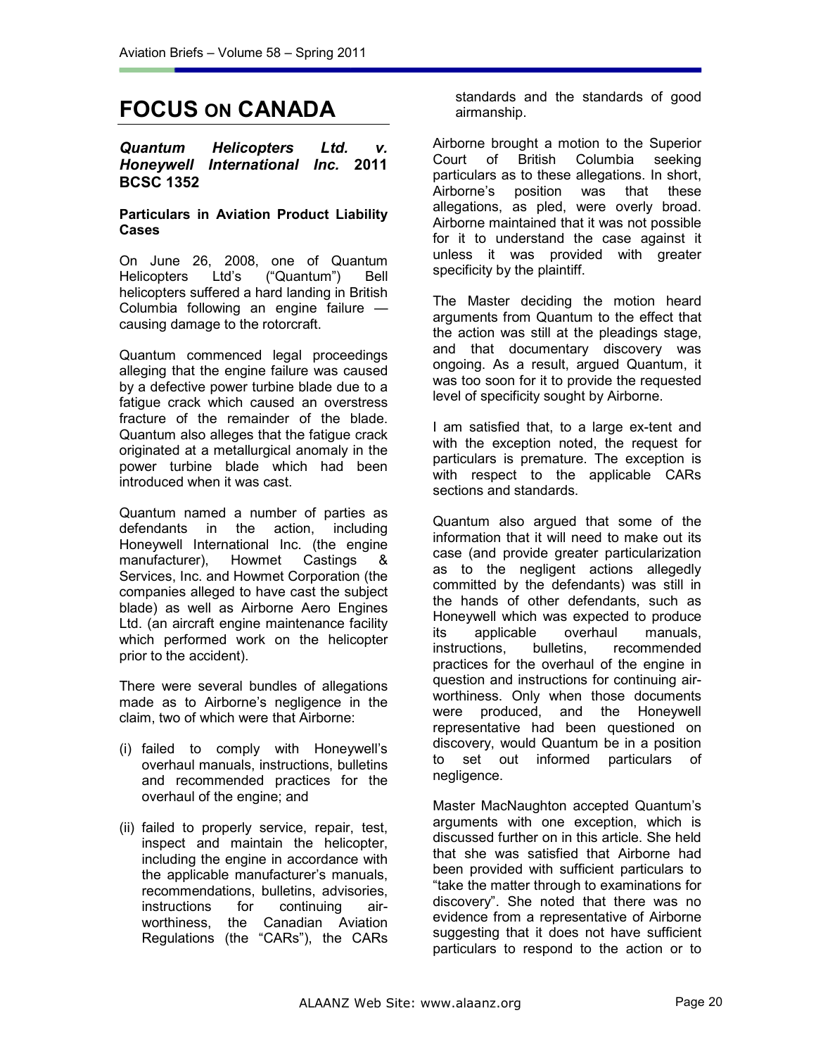# FOCUS ON CANADA

***Quantum Helicopters Ltd. v. Honeywell International Inc.* 2011 BCSC 1352**

**Particulars in Aviation Product Liability Cases**

On June 26, 2008, one of Quantum Helicopters Ltd's ("Quantum") Bell helicopters suffered a hard landing in British Columbia following an engine failure — causing damage to the rotorcraft.

Quantum commenced legal proceedings alleging that the engine failure was caused by a defective power turbine blade due to a fatigue crack which caused an overstress fracture of the remainder of the blade. Quantum also alleges that the fatigue crack originated at a metallurgical anomaly in the power turbine blade which had been introduced when it was cast.

Quantum named a number of parties as defendants in the action, including Honeywell International Inc. (the engine manufacturer), Howmet Castings & Services, Inc. and Howmet Corporation (the companies alleged to have cast the subject blade) as well as Airborne Aero Engines Ltd. (an aircraft engine maintenance facility which performed work on the helicopter prior to the accident).

There were several bundles of allegations made as to Airborne's negligence in the claim, two of which were that Airborne:

(i) failed to comply with Honeywell's overhaul manuals, instructions, bulletins and recommended practices for the overhaul of the engine; and

(ii) failed to properly service, repair, test, inspect and maintain the helicopter, including the engine in accordance with the applicable manufacturer's manuals, recommendations, bulletins, advisories, instructions for continuing air-worthiness, the Canadian Aviation Regulations (the "CARs"), the CARs standards and the standards of good airmanship.

Airborne brought a motion to the Superior Court of British Columbia seeking particulars as to these allegations. In short, Airborne's position was that these allegations, as pled, were overly broad. Airborne maintained that it was not possible for it to understand the case against it unless it was provided with greater specificity by the plaintiff.

The Master deciding the motion heard arguments from Quantum to the effect that the action was still at the pleadings stage, and that documentary discovery was ongoing. As a result, argued Quantum, it was too soon for it to provide the requested level of specificity sought by Airborne.

I am satisfied that, to a large ex-tent and with the exception noted, the request for particulars is premature. The exception is with respect to the applicable CARs sections and standards.

Quantum also argued that some of the information that it will need to make out its case (and provide greater particularization as to the negligent actions allegedly committed by the defendants) was still in the hands of other defendants, such as Honeywell which was expected to produce its applicable overhaul manuals, instructions, bulletins, recommended practices for the overhaul of the engine in question and instructions for continuing air-worthiness. Only when those documents were produced, and the Honeywell representative had been questioned on discovery, would Quantum be in a position to set out informed particulars of negligence.

Master MacNaughton accepted Quantum's arguments with one exception, which is discussed further on in this article. She held that she was satisfied that Airborne had been provided with sufficient particulars to "take the matter through to examinations for discovery". She noted that there was no evidence from a representative of Airborne suggesting that it does not have sufficient particulars to respond to the action or to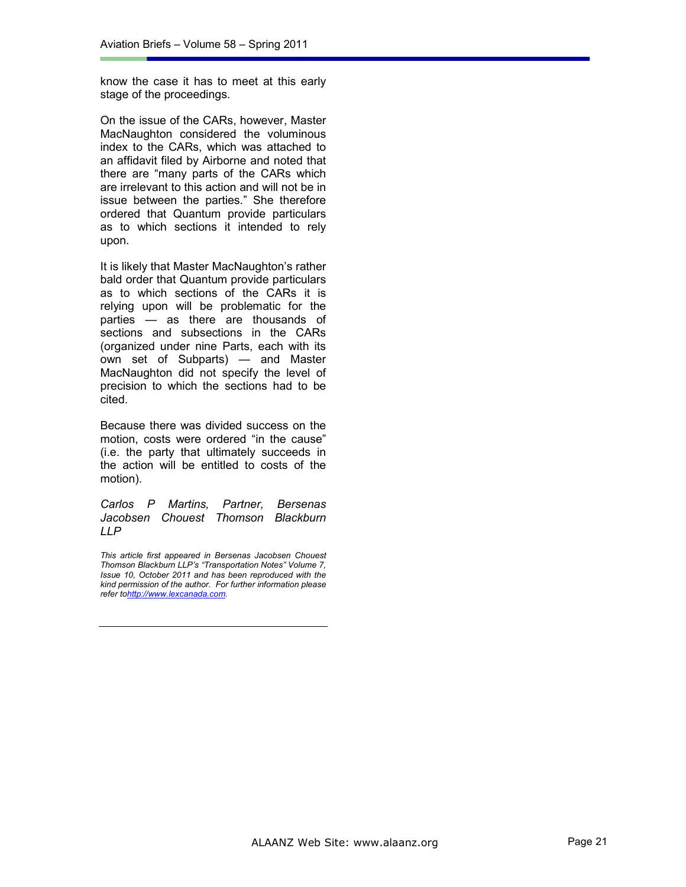know the case it has to meet at this early stage of the proceedings.

On the issue of the CARs, however, Master MacNaughton considered the voluminous index to the CARs, which was attached to an affidavit filed by Airborne and noted that there are "many parts of the CARs which are irrelevant to this action and will not be in issue between the parties." She therefore ordered that Quantum provide particulars as to which sections it intended to rely upon.

It is likely that Master MacNaughton's rather bald order that Quantum provide particulars as to which sections of the CARs it is relying upon will be problematic for the parties — as there are thousands of sections and subsections in the CARs (organized under nine Parts, each with its own set of Subparts) — and Master MacNaughton did not specify the level of precision to which the sections had to be cited.

Because there was divided success on the motion, costs were ordered "in the cause" (i.e. the party that ultimately succeeds in the action will be entitled to costs of the motion).

*Carlos P Martins, Partner, Bersenas Jacobsen Chouest Thomson Blackburn LLP*

*This article first appeared in Bersenas Jacobsen Chouest Thomson Blackburn LLP's "Transportation Notes" Volume 7, Issue 10, October 2011 and has been reproduced with the kind permission of the author. For further information please refer to[http://www.lexcanada.com](http://www.lexcanada.com).*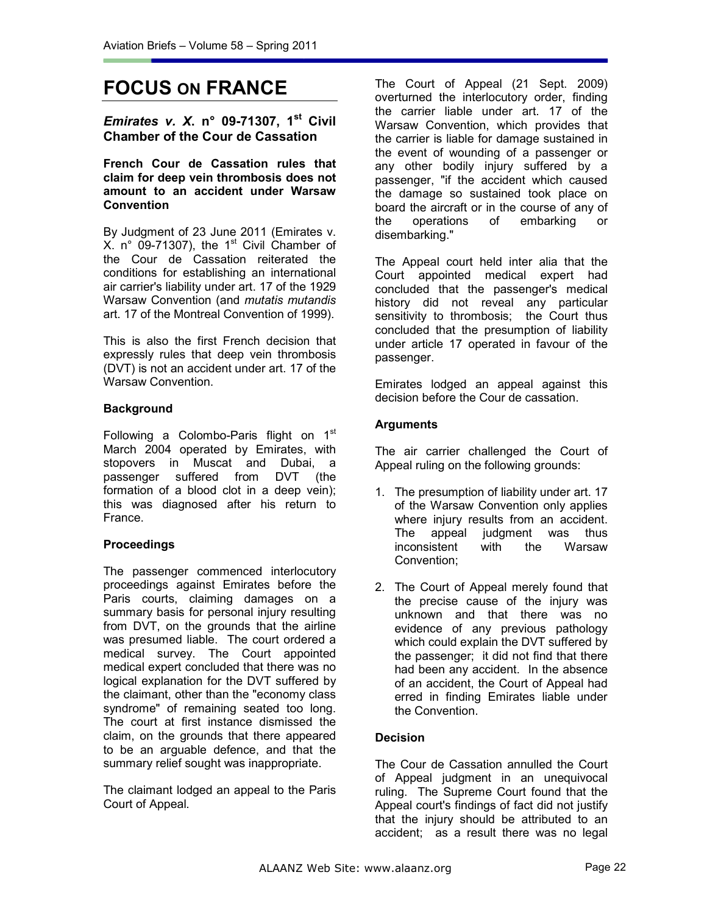# FOCUS ON FRANCE

## *Emirates v. X.* n° 09-71307, 1st Civil Chamber of the Cour de Cassation

**French Cour de Cassation rules that claim for deep vein thrombosis does not amount to an accident under Warsaw Convention**

By Judgment of 23 June 2011 (Emirates v. X. n° 09-71307), the 1st Civil Chamber of the Cour de Cassation reiterated the conditions for establishing an international air carrier's liability under art. 17 of the 1929 Warsaw Convention (and *mutatis mutandis* art. 17 of the Montreal Convention of 1999).

This is also the first French decision that expressly rules that deep vein thrombosis (DVT) is not an accident under art. 17 of the Warsaw Convention.

### Background

Following a Colombo-Paris flight on 1st March 2004 operated by Emirates, with stopovers in Muscat and Dubai, a passenger suffered from DVT (the formation of a blood clot in a deep vein); this was diagnosed after his return to France.

### Proceedings

The passenger commenced interlocutory proceedings against Emirates before the Paris courts, claiming damages on a summary basis for personal injury resulting from DVT, on the grounds that the airline was presumed liable. The court ordered a medical survey. The Court appointed medical expert concluded that there was no logical explanation for the DVT suffered by the claimant, other than the "economy class syndrome" of remaining seated too long. The court at first instance dismissed the claim, on the grounds that there appeared to be an arguable defence, and that the summary relief sought was inappropriate.

The claimant lodged an appeal to the Paris Court of Appeal.

The Court of Appeal (21 Sept. 2009) overturned the interlocutory order, finding the carrier liable under art. 17 of the Warsaw Convention, which provides that the carrier is liable for damage sustained in the event of wounding of a passenger or any other bodily injury suffered by a passenger, "if the accident which caused the damage so sustained took place on board the aircraft or in the course of any of the operations of embarking or disembarking."

The Appeal court held inter alia that the Court appointed medical expert had concluded that the passenger's medical history did not reveal any particular sensitivity to thrombosis; the Court thus concluded that the presumption of liability under article 17 operated in favour of the passenger.

Emirates lodged an appeal against this decision before the Cour de cassation.

### Arguments

The air carrier challenged the Court of Appeal ruling on the following grounds:

1. The presumption of liability under art. 17 of the Warsaw Convention only applies where injury results from an accident. The appeal judgment was thus inconsistent with the Warsaw Convention;
2. The Court of Appeal merely found that the precise cause of the injury was unknown and that there was no evidence of any previous pathology which could explain the DVT suffered by the passenger; it did not find that there had been any accident. In the absence of an accident, the Court of Appeal had erred in finding Emirates liable under the Convention.

### Decision

The Cour de Cassation annulled the Court of Appeal judgment in an unequivocal ruling. The Supreme Court found that the Appeal court's findings of fact did not justify that the injury should be attributed to an accident; as a result there was no legal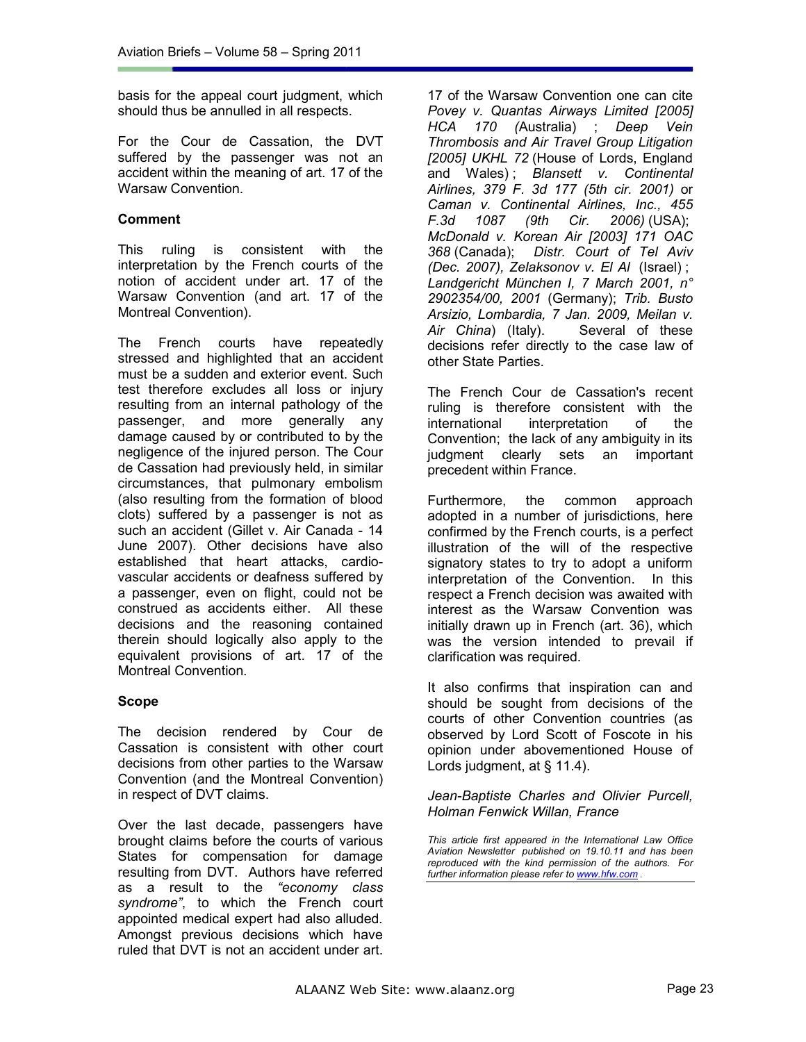basis for the appeal court judgment, which should thus be annulled in all respects.

For the Cour de Cassation, the DVT suffered by the passenger was not an accident within the meaning of art. 17 of the Warsaw Convention.

**Comment**

This ruling is consistent with the interpretation by the French courts of the notion of accident under art. 17 of the Warsaw Convention (and art. 17 of the Montreal Convention).

The French courts have repeatedly stressed and highlighted that an accident must be a sudden and exterior event. Such test therefore excludes all loss or injury resulting from an internal pathology of the passenger, and more generally any damage caused by or contributed to by the negligence of the injured person. The Cour de Cassation had previously held, in similar circumstances, that pulmonary embolism (also resulting from the formation of blood clots) suffered by a passenger is not as such an accident (Gillet v. Air Canada - 14 June 2007). Other decisions have also established that heart attacks, cardio-vascular accidents or deafness suffered by a passenger, even on flight, could not be construed as accidents either. All these decisions and the reasoning contained therein should logically also apply to the equivalent provisions of art. 17 of the Montreal Convention.

**Scope**

The decision rendered by Cour de Cassation is consistent with other court decisions from other parties to the Warsaw Convention (and the Montreal Convention) in respect of DVT claims.

Over the last decade, passengers have brought claims before the courts of various States for compensation for damage resulting from DVT. Authors have referred as a result to the *"economy class syndrome"*, to which the French court appointed medical expert had also alluded. Amongst previous decisions which have ruled that DVT is not an accident under art. 17 of the Warsaw Convention one can cite *Povey v. Quantas Airways Limited [2005] HCA 170 (*Australia) ; *Deep Vein Thrombosis and Air Travel Group Litigation [2005] UKHL 72* (House of Lords, England and Wales) ; *Blansett v. Continental Airlines, 379 F. 3d 177 (5th cir. 2001)* or *Caman v. Continental Airlines, Inc., 455 F.3d 1087 (9th Cir. 2006)* (USA); *McDonald v. Korean Air [2003] 171 OAC 368* (Canada); *Distr. Court of Tel Aviv (Dec. 2007), Zelaksonov v. El Al* (Israel) ; *Landgericht München I, 7 March 2001, n° 2902354/00, 2001* (Germany); *Trib. Busto Arsizio, Lombardia, 7 Jan. 2009, Meilan v. Air China*) (Italy). Several of these decisions refer directly to the case law of other State Parties.

The French Cour de Cassation's recent ruling is therefore consistent with the international interpretation of the Convention; the lack of any ambiguity in its judgment clearly sets an important precedent within France.

Furthermore, the common approach adopted in a number of jurisdictions, here confirmed by the French courts, is a perfect illustration of the will of the respective signatory states to try to adopt a uniform interpretation of the Convention. In this respect a French decision was awaited with interest as the Warsaw Convention was initially drawn up in French (art. 36), which was the version intended to prevail if clarification was required.

It also confirms that inspiration can and should be sought from decisions of the courts of other Convention countries (as observed by Lord Scott of Foscote in his opinion under abovementioned House of Lords judgment, at § 11.4).

*Jean-Baptiste Charles and Olivier Purcell, Holman Fenwick Willan, France*

*This article first appeared in the International Law Office Aviation Newsletter published on 19.10.11 and has been reproduced with the kind permission of the authors. For further information please refer to [www.hfw.com](www.hfw.com).*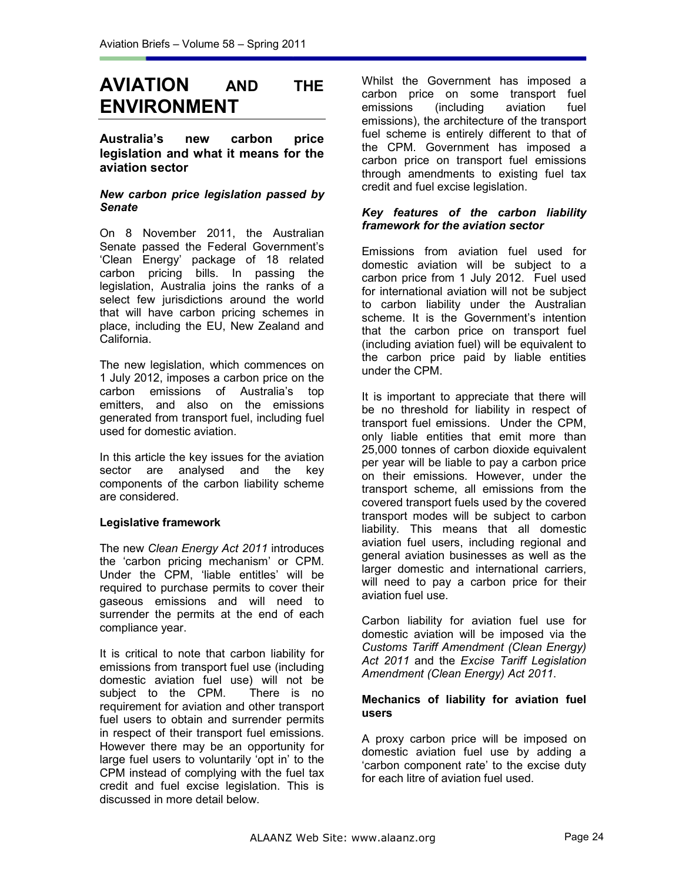# AVIATION AND THE ENVIRONMENT

## Australia's new carbon price legislation and what it means for the aviation sector

### *New carbon price legislation passed by Senate*

On 8 November 2011, the Australian Senate passed the Federal Government's 'Clean Energy' package of 18 related carbon pricing bills. In passing the legislation, Australia joins the ranks of a select few jurisdictions around the world that will have carbon pricing schemes in place, including the EU, New Zealand and California.

The new legislation, which commences on 1 July 2012, imposes a carbon price on the carbon emissions of Australia's top emitters, and also on the emissions generated from transport fuel, including fuel used for domestic aviation.

In this article the key issues for the aviation sector are analysed and the key components of the carbon liability scheme are considered.

### Legislative framework

The new *Clean Energy Act 2011* introduces the 'carbon pricing mechanism' or CPM. Under the CPM, 'liable entitles' will be required to purchase permits to cover their gaseous emissions and will need to surrender the permits at the end of each compliance year.

It is critical to note that carbon liability for emissions from transport fuel use (including domestic aviation fuel use) will not be subject to the CPM. There is no requirement for aviation and other transport fuel users to obtain and surrender permits in respect of their transport fuel emissions. However there may be an opportunity for large fuel users to voluntarily 'opt in' to the CPM instead of complying with the fuel tax credit and fuel excise legislation. This is discussed in more detail below.

Whilst the Government has imposed a carbon price on some transport fuel emissions (including aviation fuel emissions), the architecture of the transport fuel scheme is entirely different to that of the CPM. Government has imposed a carbon price on transport fuel emissions through amendments to existing fuel tax credit and fuel excise legislation.

### *Key features of the carbon liability framework for the aviation sector*

Emissions from aviation fuel used for domestic aviation will be subject to a carbon price from 1 July 2012. Fuel used for international aviation will not be subject to carbon liability under the Australian scheme. It is the Government's intention that the carbon price on transport fuel (including aviation fuel) will be equivalent to the carbon price paid by liable entities under the CPM.

It is important to appreciate that there will be no threshold for liability in respect of transport fuel emissions. Under the CPM, only liable entities that emit more than 25,000 tonnes of carbon dioxide equivalent per year will be liable to pay a carbon price on their emissions. However, under the transport scheme, all emissions from the covered transport fuels used by the covered transport modes will be subject to carbon liability. This means that all domestic aviation fuel users, including regional and general aviation businesses as well as the larger domestic and international carriers, will need to pay a carbon price for their aviation fuel use.

Carbon liability for aviation fuel use for domestic aviation will be imposed via the *Customs Tariff Amendment (Clean Energy) Act 2011* and the *Excise Tariff Legislation Amendment (Clean Energy) Act 2011*.

### Mechanics of liability for aviation fuel users

A proxy carbon price will be imposed on domestic aviation fuel use by adding a 'carbon component rate' to the excise duty for each litre of aviation fuel used.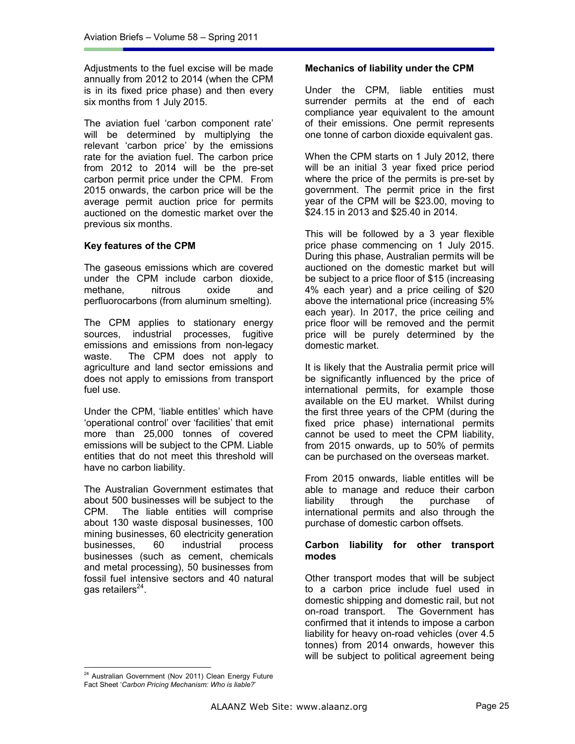Adjustments to the fuel excise will be made annually from 2012 to 2014 (when the CPM is in its fixed price phase) and then every six months from 1 July 2015.

The aviation fuel 'carbon component rate' will be determined by multiplying the relevant 'carbon price' by the emissions rate for the aviation fuel. The carbon price from 2012 to 2014 will be the pre-set carbon permit price under the CPM. From 2015 onwards, the carbon price will be the average permit auction price for permits auctioned on the domestic market over the previous six months.

**Key features of the CPM**

The gaseous emissions which are covered under the CPM include carbon dioxide, methane, nitrous oxide and perfluorocarbons (from aluminum smelting).

The CPM applies to stationary energy sources, industrial processes, fugitive emissions and emissions from non-legacy waste. The CPM does not apply to agriculture and land sector emissions and does not apply to emissions from transport fuel use.

Under the CPM, 'liable entitles' which have 'operational control' over 'facilities' that emit more than 25,000 tonnes of covered emissions will be subject to the CPM. Liable entities that do not meet this threshold will have no carbon liability.

The Australian Government estimates that about 500 businesses will be subject to the CPM. The liable entities will comprise about 130 waste disposal businesses, 100 mining businesses, 60 electricity generation businesses, 60 industrial process businesses (such as cement, chemicals and metal processing), 50 businesses from fossil fuel intensive sectors and 40 natural gas retailers[24].

**Mechanics of liability under the CPM**

Under the CPM, liable entities must surrender permits at the end of each compliance year equivalent to the amount of their emissions. One permit represents one tonne of carbon dioxide equivalent gas.

When the CPM starts on 1 July 2012, there will be an initial 3 year fixed price period where the price of the permits is pre-set by government. The permit price in the first year of the CPM will be $23.00, moving to $24.15 in 2013 and $25.40 in 2014.

This will be followed by a 3 year flexible price phase commencing on 1 July 2015. During this phase, Australian permits will be auctioned on the domestic market but will be subject to a price floor of $15 (increasing 4% each year) and a price ceiling of $20 above the international price (increasing 5% each year). In 2017, the price ceiling and price floor will be removed and the permit price will be purely determined by the domestic market.

It is likely that the Australia permit price will be significantly influenced by the price of international permits, for example those available on the EU market. Whilst during the first three years of the CPM (during the fixed price phase) international permits cannot be used to meet the CPM liability, from 2015 onwards, up to 50% of permits can be purchased on the overseas market.

From 2015 onwards, liable entities will be able to manage and reduce their carbon liability through the purchase of international permits and also through the purchase of domestic carbon offsets.

**Carbon liability for other transport modes**

Other transport modes that will be subject to a carbon price include fuel used in domestic shipping and domestic rail, but not on-road transport. The Government has confirmed that it intends to impose a carbon liability for heavy on-road vehicles (over 4.5 tonnes) from 2014 onwards, however this will be subject to political agreement being

[24] Australian Government (Nov 2011) Clean Energy Future Fact Sheet '*Carbon Pricing Mechanism: Who is liable?*'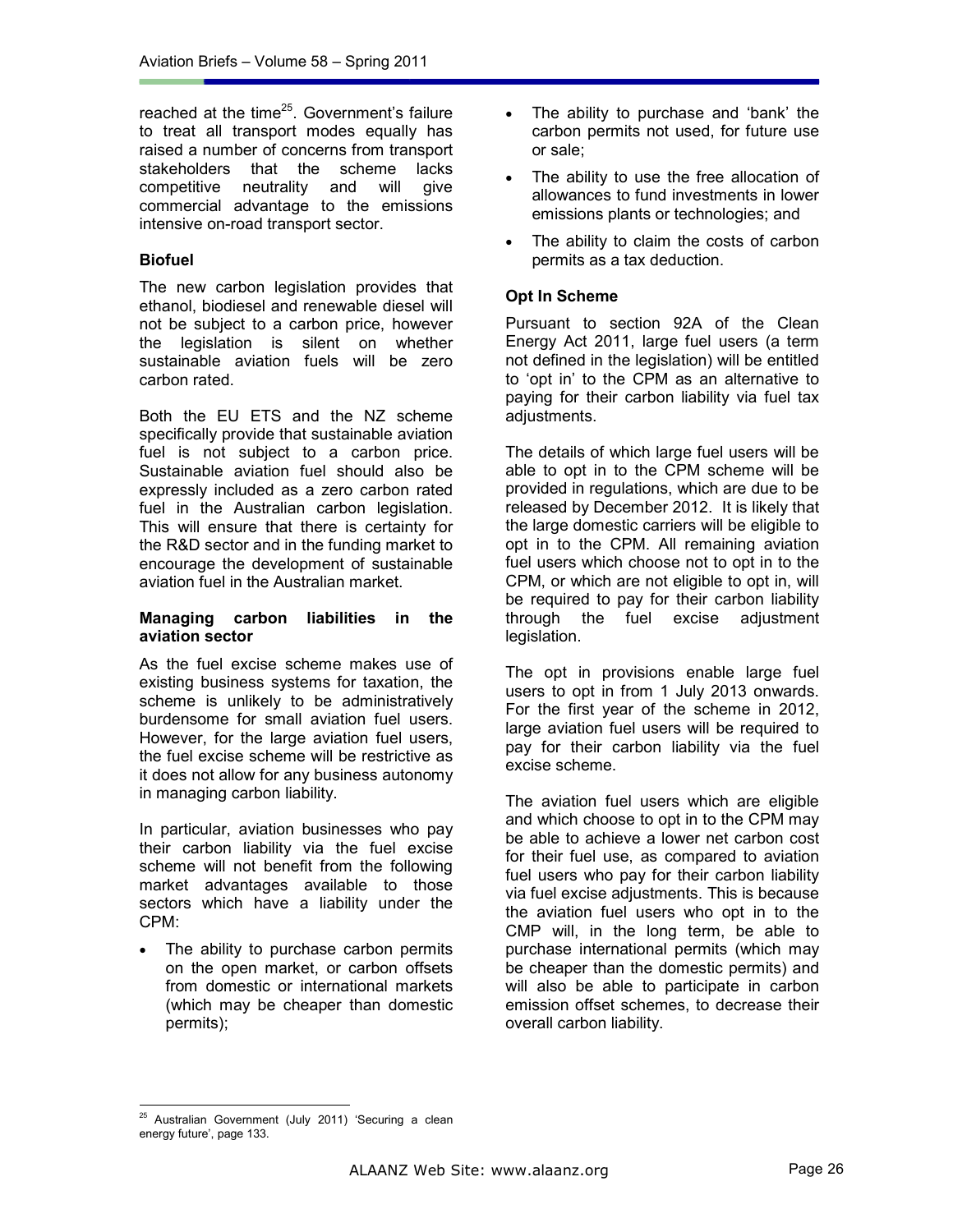reached at the time[25]. Government's failure to treat all transport modes equally has raised a number of concerns from transport stakeholders that the scheme lacks competitive neutrality and will give commercial advantage to the emissions intensive on-road transport sector.

**Biofuel**

The new carbon legislation provides that ethanol, biodiesel and renewable diesel will not be subject to a carbon price, however the legislation is silent on whether sustainable aviation fuels will be zero carbon rated.

Both the EU ETS and the NZ scheme specifically provide that sustainable aviation fuel is not subject to a carbon price. Sustainable aviation fuel should also be expressly included as a zero carbon rated fuel in the Australian carbon legislation. This will ensure that there is certainty for the R&D sector and in the funding market to encourage the development of sustainable aviation fuel in the Australian market.

**Managing carbon liabilities in the aviation sector**

As the fuel excise scheme makes use of existing business systems for taxation, the scheme is unlikely to be administratively burdensome for small aviation fuel users. However, for the large aviation fuel users, the fuel excise scheme will be restrictive as it does not allow for any business autonomy in managing carbon liability.

In particular, aviation businesses who pay their carbon liability via the fuel excise scheme will not benefit from the following market advantages available to those sectors which have a liability under the CPM:

- The ability to purchase carbon permits on the open market, or carbon offsets from domestic or international markets (which may be cheaper than domestic permits);
- The ability to purchase and 'bank' the carbon permits not used, for future use or sale;
- The ability to use the free allocation of allowances to fund investments in lower emissions plants or technologies; and
- The ability to claim the costs of carbon permits as a tax deduction.

**Opt In Scheme**

Pursuant to section 92A of the Clean Energy Act 2011, large fuel users (a term not defined in the legislation) will be entitled to 'opt in' to the CPM as an alternative to paying for their carbon liability via fuel tax adjustments.

The details of which large fuel users will be able to opt in to the CPM scheme will be provided in regulations, which are due to be released by December 2012. It is likely that the large domestic carriers will be eligible to opt in to the CPM. All remaining aviation fuel users which choose not to opt in to the CPM, or which are not eligible to opt in, will be required to pay for their carbon liability through the fuel excise adjustment legislation.

The opt in provisions enable large fuel users to opt in from 1 July 2013 onwards. For the first year of the scheme in 2012, large aviation fuel users will be required to pay for their carbon liability via the fuel excise scheme.

The aviation fuel users which are eligible and which choose to opt in to the CPM may be able to achieve a lower net carbon cost for their fuel use, as compared to aviation fuel users who pay for their carbon liability via fuel excise adjustments. This is because the aviation fuel users who opt in to the CMP will, in the long term, be able to purchase international permits (which may be cheaper than the domestic permits) and will also be able to participate in carbon emission offset schemes, to decrease their overall carbon liability.

---

[25] Australian Government (July 2011) 'Securing a clean energy future', page 133.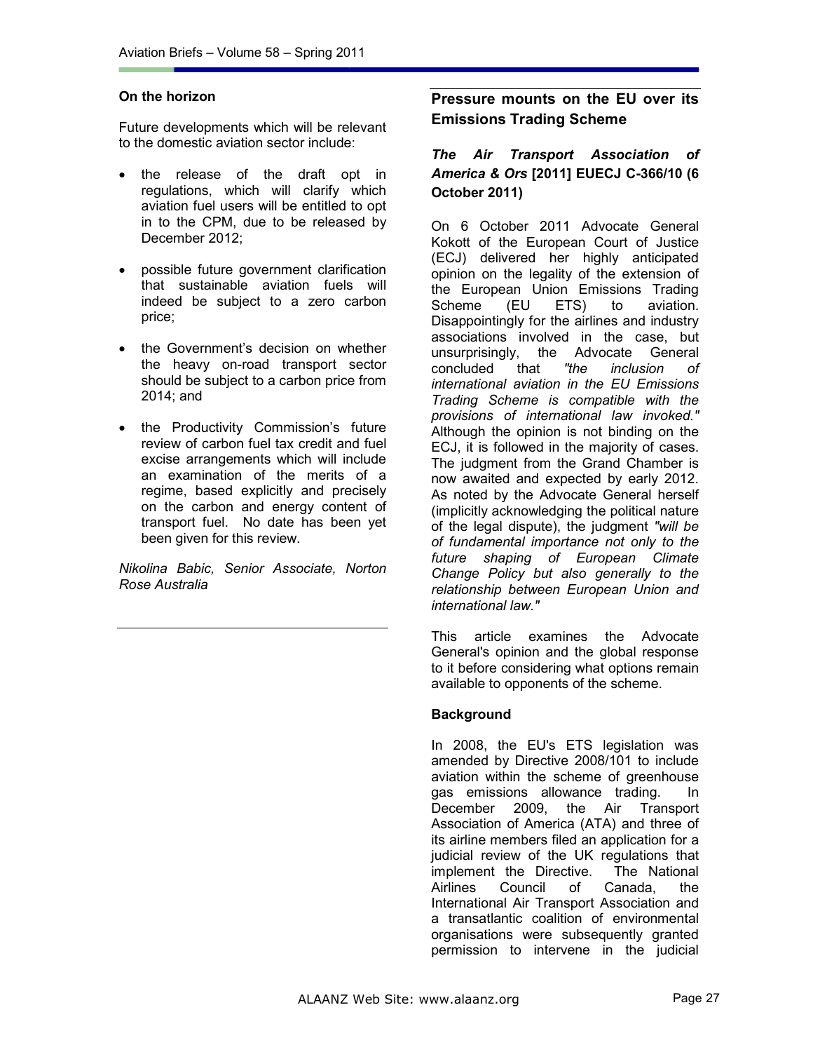**On the horizon**

Future developments which will be relevant to the domestic aviation sector include:

- the release of the draft opt in regulations, which will clarify which aviation fuel users will be entitled to opt in to the CPM, due to be released by December 2012;
- possible future government clarification that sustainable aviation fuels will indeed be subject to a zero carbon price;
- the Government's decision on whether the heavy on-road transport sector should be subject to a carbon price from 2014; and
- the Productivity Commission's future review of carbon fuel tax credit and fuel excise arrangements which will include an examination of the merits of a regime, based explicitly and precisely on the carbon and energy content of transport fuel. No date has been yet been given for this review.

*Nikolina Babic, Senior Associate, Norton Rose Australia*

## Pressure mounts on the EU over its Emissions Trading Scheme

### *The Air Transport Association of America & Ors* [2011] EUECJ C-366/10 (6 October 2011)

On 6 October 2011 Advocate General Kokott of the European Court of Justice (ECJ) delivered her highly anticipated opinion on the legality of the extension of the European Union Emissions Trading Scheme (EU ETS) to aviation. Disappointingly for the airlines and industry associations involved in the case, but unsurprisingly, the Advocate General concluded that *"the inclusion of international aviation in the EU Emissions Trading Scheme is compatible with the provisions of international law invoked."* Although the opinion is not binding on the ECJ, it is followed in the majority of cases. The judgment from the Grand Chamber is now awaited and expected by early 2012. As noted by the Advocate General herself (implicitly acknowledging the political nature of the legal dispute), the judgment *"will be of fundamental importance not only to the future shaping of European Climate Change Policy but also generally to the relationship between European Union and international law."*

This article examines the Advocate General's opinion and the global response to it before considering what options remain available to opponents of the scheme.

**Background**

In 2008, the EU's ETS legislation was amended by Directive 2008/101 to include aviation within the scheme of greenhouse gas emissions allowance trading. In December 2009, the Air Transport Association of America (ATA) and three of its airline members filed an application for a judicial review of the UK regulations that implement the Directive. The National Airlines Council of Canada, the International Air Transport Association and a transatlantic coalition of environmental organisations were subsequently granted permission to intervene in the judicial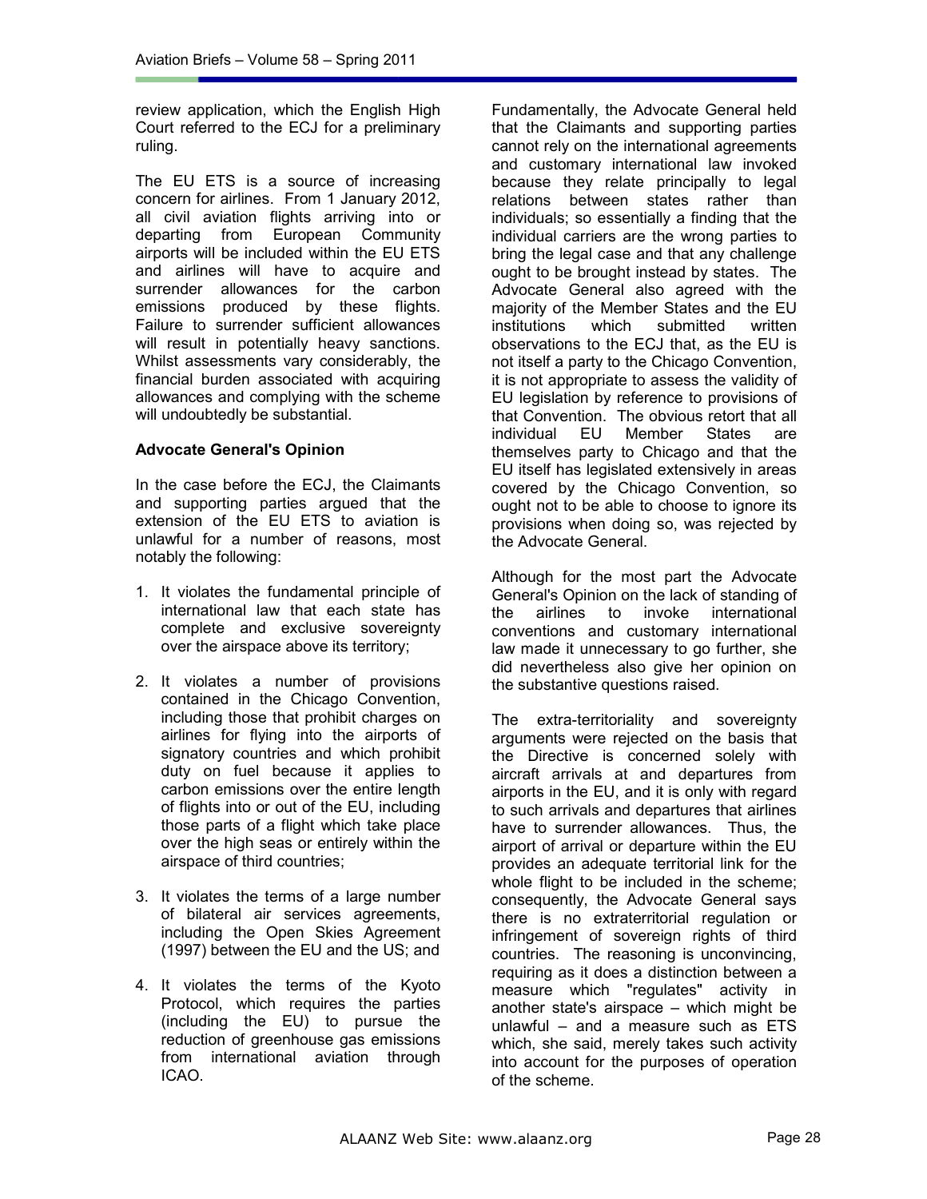review application, which the English High Court referred to the ECJ for a preliminary ruling.

The EU ETS is a source of increasing concern for airlines. From 1 January 2012, all civil aviation flights arriving into or departing from European Community airports will be included within the EU ETS and airlines will have to acquire and surrender allowances for the carbon emissions produced by these flights. Failure to surrender sufficient allowances will result in potentially heavy sanctions. Whilst assessments vary considerably, the financial burden associated with acquiring allowances and complying with the scheme will undoubtedly be substantial.

**Advocate General's Opinion**

In the case before the ECJ, the Claimants and supporting parties argued that the extension of the EU ETS to aviation is unlawful for a number of reasons, most notably the following:

1. It violates the fundamental principle of international law that each state has complete and exclusive sovereignty over the airspace above its territory;

2. It violates a number of provisions contained in the Chicago Convention, including those that prohibit charges on airlines for flying into the airports of signatory countries and which prohibit duty on fuel because it applies to carbon emissions over the entire length of flights into or out of the EU, including those parts of a flight which take place over the high seas or entirely within the airspace of third countries;

3. It violates the terms of a large number of bilateral air services agreements, including the Open Skies Agreement (1997) between the EU and the US; and

4. It violates the terms of the Kyoto Protocol, which requires the parties (including the EU) to pursue the reduction of greenhouse gas emissions from international aviation through ICAO.

Fundamentally, the Advocate General held that the Claimants and supporting parties cannot rely on the international agreements and customary international law invoked because they relate principally to legal relations between states rather than individuals; so essentially a finding that the individual carriers are the wrong parties to bring the legal case and that any challenge ought to be brought instead by states. The Advocate General also agreed with the majority of the Member States and the EU institutions which submitted written observations to the ECJ that, as the EU is not itself a party to the Chicago Convention, it is not appropriate to assess the validity of EU legislation by reference to provisions of that Convention. The obvious retort that all individual EU Member States are themselves party to Chicago and that the EU itself has legislated extensively in areas covered by the Chicago Convention, so ought not to be able to choose to ignore its provisions when doing so, was rejected by the Advocate General.

Although for the most part the Advocate General's Opinion on the lack of standing of the airlines to invoke international conventions and customary international law made it unnecessary to go further, she did nevertheless also give her opinion on the substantive questions raised.

The extra-territoriality and sovereignty arguments were rejected on the basis that the Directive is concerned solely with aircraft arrivals at and departures from airports in the EU, and it is only with regard to such arrivals and departures that airlines have to surrender allowances. Thus, the airport of arrival or departure within the EU provides an adequate territorial link for the whole flight to be included in the scheme; consequently, the Advocate General says there is no extraterritorial regulation or infringement of sovereign rights of third countries. The reasoning is unconvincing, requiring as it does a distinction between a measure which "regulates" activity in another state's airspace – which might be unlawful – and a measure such as ETS which, she said, merely takes such activity into account for the purposes of operation of the scheme.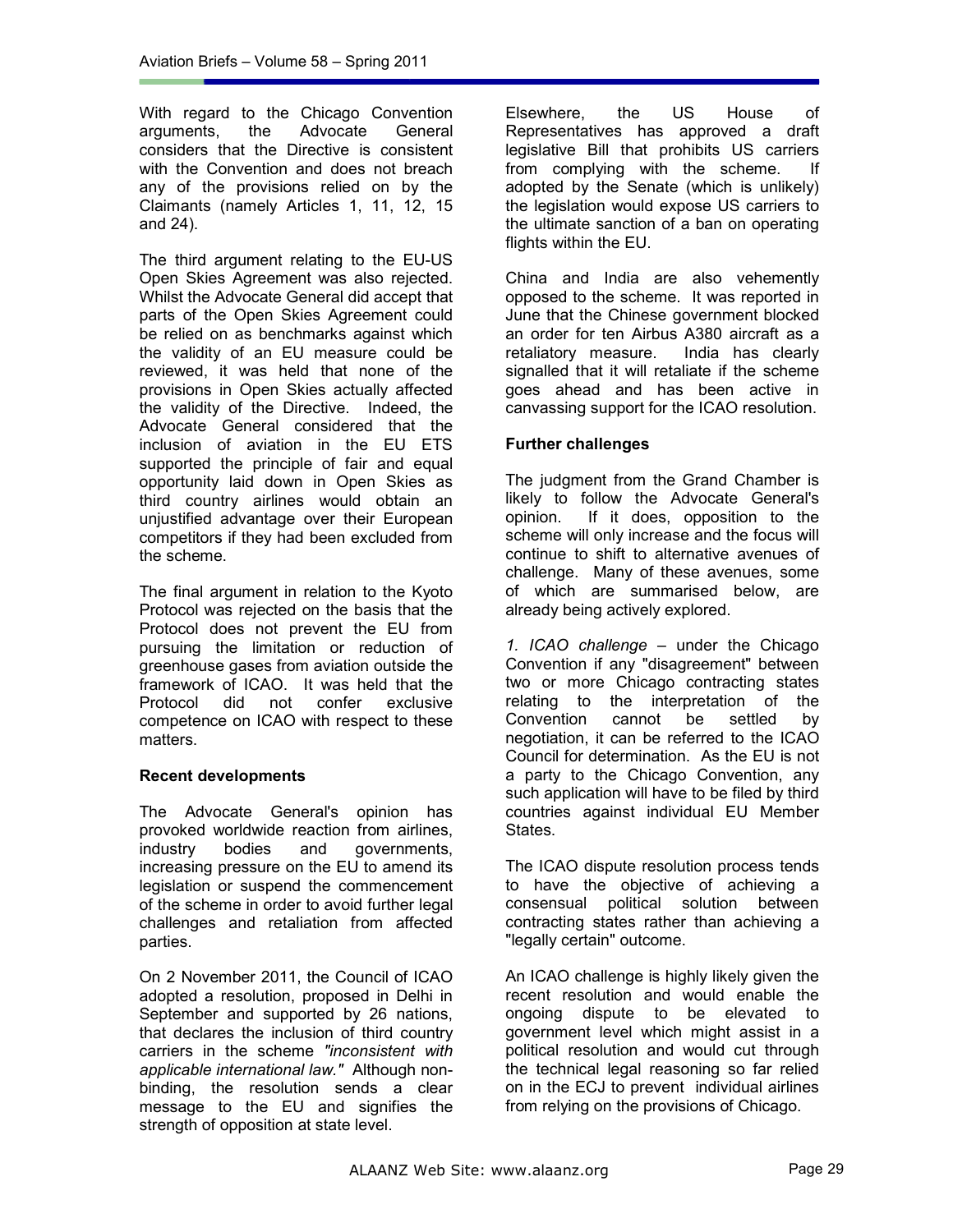With regard to the Chicago Convention arguments, the Advocate General considers that the Directive is consistent with the Convention and does not breach any of the provisions relied on by the Claimants (namely Articles 1, 11, 12, 15 and 24).

The third argument relating to the EU-US Open Skies Agreement was also rejected. Whilst the Advocate General did accept that parts of the Open Skies Agreement could be relied on as benchmarks against which the validity of an EU measure could be reviewed, it was held that none of the provisions in Open Skies actually affected the validity of the Directive. Indeed, the Advocate General considered that the inclusion of aviation in the EU ETS supported the principle of fair and equal opportunity laid down in Open Skies as third country airlines would obtain an unjustified advantage over their European competitors if they had been excluded from the scheme.

The final argument in relation to the Kyoto Protocol was rejected on the basis that the Protocol does not prevent the EU from pursuing the limitation or reduction of greenhouse gases from aviation outside the framework of ICAO. It was held that the Protocol did not confer exclusive competence on ICAO with respect to these matters.

**Recent developments**

The Advocate General's opinion has provoked worldwide reaction from airlines, industry bodies and governments, increasing pressure on the EU to amend its legislation or suspend the commencement of the scheme in order to avoid further legal challenges and retaliation from affected parties.

On 2 November 2011, the Council of ICAO adopted a resolution, proposed in Delhi in September and supported by 26 nations, that declares the inclusion of third country carriers in the scheme *"inconsistent with applicable international law."* Although non-binding, the resolution sends a clear message to the EU and signifies the strength of opposition at state level.

Elsewhere, the US House of Representatives has approved a draft legislative Bill that prohibits US carriers from complying with the scheme. If adopted by the Senate (which is unlikely) the legislation would expose US carriers to the ultimate sanction of a ban on operating flights within the EU.

China and India are also vehemently opposed to the scheme. It was reported in June that the Chinese government blocked an order for ten Airbus A380 aircraft as a retaliatory measure. India has clearly signalled that it will retaliate if the scheme goes ahead and has been active in canvassing support for the ICAO resolution.

**Further challenges**

The judgment from the Grand Chamber is likely to follow the Advocate General's opinion. If it does, opposition to the scheme will only increase and the focus will continue to shift to alternative avenues of challenge. Many of these avenues, some of which are summarised below, are already being actively explored.

*1. ICAO challenge* – under the Chicago Convention if any "disagreement" between two or more Chicago contracting states relating to the interpretation of the Convention cannot be settled by negotiation, it can be referred to the ICAO Council for determination. As the EU is not a party to the Chicago Convention, any such application will have to be filed by third countries against individual EU Member States.

The ICAO dispute resolution process tends to have the objective of achieving a consensual political solution between contracting states rather than achieving a "legally certain" outcome.

An ICAO challenge is highly likely given the recent resolution and would enable the ongoing dispute to be elevated to government level which might assist in a political resolution and would cut through the technical legal reasoning so far relied on in the ECJ to prevent individual airlines from relying on the provisions of Chicago.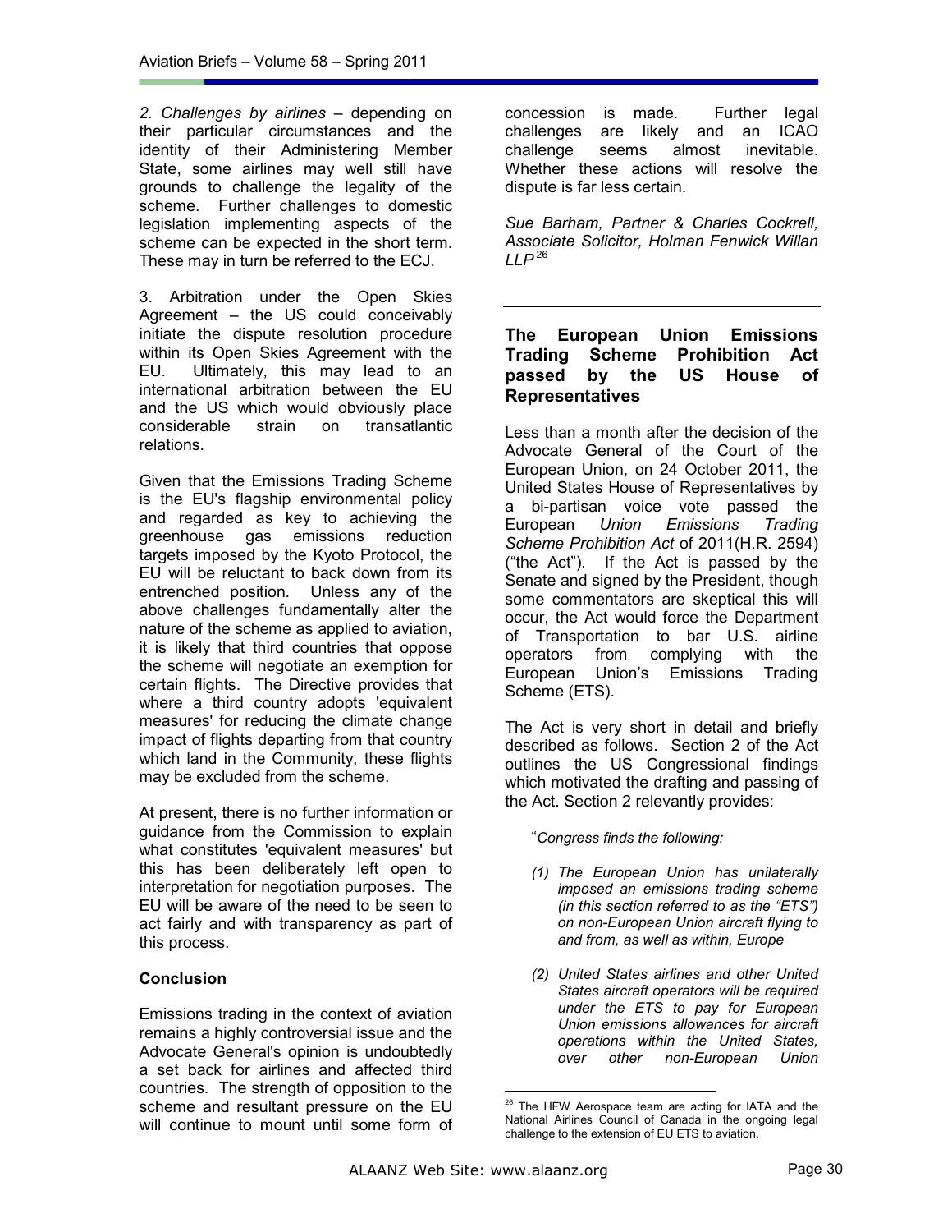*2. Challenges by airlines* – depending on their particular circumstances and the identity of their Administering Member State, some airlines may well still have grounds to challenge the legality of the scheme. Further challenges to domestic legislation implementing aspects of the scheme can be expected in the short term. These may in turn be referred to the ECJ.

3. Arbitration under the Open Skies Agreement – the US could conceivably initiate the dispute resolution procedure within its Open Skies Agreement with the EU. Ultimately, this may lead to an international arbitration between the EU and the US which would obviously place considerable strain on transatlantic relations.

Given that the Emissions Trading Scheme is the EU's flagship environmental policy and regarded as key to achieving the greenhouse gas emissions reduction targets imposed by the Kyoto Protocol, the EU will be reluctant to back down from its entrenched position. Unless any of the above challenges fundamentally alter the nature of the scheme as applied to aviation, it is likely that third countries that oppose the scheme will negotiate an exemption for certain flights. The Directive provides that where a third country adopts 'equivalent measures' for reducing the climate change impact of flights departing from that country which land in the Community, these flights may be excluded from the scheme.

At present, there is no further information or guidance from the Commission to explain what constitutes 'equivalent measures' but this has been deliberately left open to interpretation for negotiation purposes. The EU will be aware of the need to be seen to act fairly and with transparency as part of this process.

**Conclusion**

Emissions trading in the context of aviation remains a highly controversial issue and the Advocate General's opinion is undoubtedly a set back for airlines and affected third countries. The strength of opposition to the scheme and resultant pressure on the EU will continue to mount until some form of concession is made. Further legal challenges are likely and an ICAO challenge seems almost inevitable. Whether these actions will resolve the dispute is far less certain.

*Sue Barham, Partner & Charles Cockrell, Associate Solicitor, Holman Fenwick Willan LLP*[26]

---

## The European Union Emissions Trading Scheme Prohibition Act passed by the US House of Representatives

Less than a month after the decision of the Advocate General of the Court of the European Union, on 24 October 2011, the United States House of Representatives by a bi-partisan voice vote passed the European *Union Emissions Trading Scheme Prohibition Act* of 2011(H.R. 2594) ("the Act"). If the Act is passed by the Senate and signed by the President, though some commentators are skeptical this will occur, the Act would force the Department of Transportation to bar U.S. airline operators from complying with the European Union's Emissions Trading Scheme (ETS).

The Act is very short in detail and briefly described as follows. Section 2 of the Act outlines the US Congressional findings which motivated the drafting and passing of the Act. Section 2 relevantly provides:

> "*Congress finds the following:*
>
> *(1) The European Union has unilaterally imposed an emissions trading scheme (in this section referred to as the "ETS") on non-European Union aircraft flying to and from, as well as within, Europe*
>
> *(2) United States airlines and other United States aircraft operators will be required under the ETS to pay for European Union emissions allowances for aircraft operations within the United States, over other non-European Union*

[26] The HFW Aerospace team are acting for IATA and the National Airlines Council of Canada in the ongoing legal challenge to the extension of EU ETS to aviation.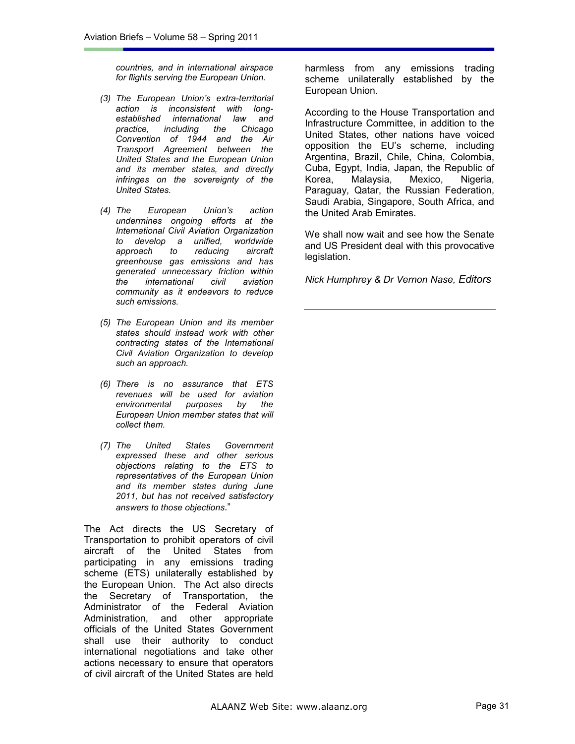*countries, and in international airspace for flights serving the European Union.*

*(3) The European Union's extra-territorial action is inconsistent with long-established international law and practice, including the Chicago Convention of 1944 and the Air Transport Agreement between the United States and the European Union and its member states, and directly infringes on the sovereignty of the United States.*

*(4) The European Union's action undermines ongoing efforts at the International Civil Aviation Organization to develop a unified, worldwide approach to reducing aircraft greenhouse gas emissions and has generated unnecessary friction within the international civil aviation community as it endeavors to reduce such emissions.*

*(5) The European Union and its member states should instead work with other contracting states of the International Civil Aviation Organization to develop such an approach.*

*(6) There is no assurance that ETS revenues will be used for aviation environmental purposes by the European Union member states that will collect them.*

*(7) The United States Government expressed these and other serious objections relating to the ETS to representatives of the European Union and its member states during June 2011, but has not received satisfactory answers to those objections*."

The Act directs the US Secretary of Transportation to prohibit operators of civil aircraft of the United States from participating in any emissions trading scheme (ETS) unilaterally established by the European Union. The Act also directs the Secretary of Transportation, the Administrator of the Federal Aviation Administration, and other appropriate officials of the United States Government shall use their authority to conduct international negotiations and take other actions necessary to ensure that operators of civil aircraft of the United States are held harmless from any emissions trading scheme unilaterally established by the European Union.

According to the House Transportation and Infrastructure Committee, in addition to the United States, other nations have voiced opposition the EU's scheme, including Argentina, Brazil, Chile, China, Colombia, Cuba, Egypt, India, Japan, the Republic of Korea, Malaysia, Mexico, Nigeria, Paraguay, Qatar, the Russian Federation, Saudi Arabia, Singapore, South Africa, and the United Arab Emirates.

We shall now wait and see how the Senate and US President deal with this provocative legislation.

*Nick Humphrey & Dr Vernon Nase, Editors*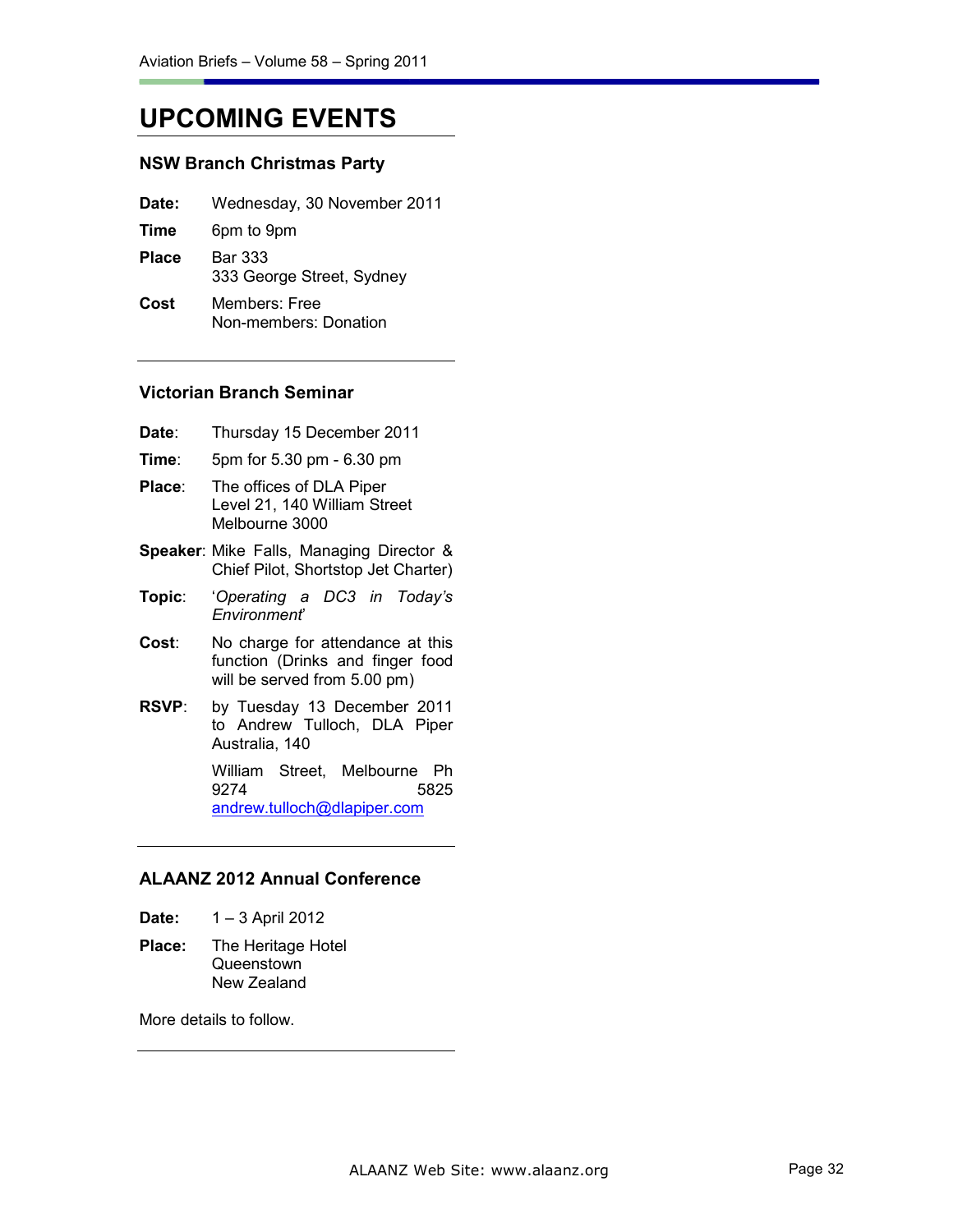# UPCOMING EVENTS

### NSW Branch Christmas Party

**Date:** Wednesday, 30 November 2011

**Time** 6pm to 9pm

**Place** Bar 333
333 George Street, Sydney

**Cost** Members: Free
Non-members: Donation

---

### Victorian Branch Seminar

**Date**: Thursday 15 December 2011

**Time**: 5pm for 5.30 pm - 6.30 pm

**Place**: The offices of DLA Piper
Level 21, 140 William Street
Melbourne 3000

**Speaker**: Mike Falls, Managing Director & Chief Pilot, Shortstop Jet Charter)

**Topic**: '*Operating a DC3 in Today's Environment*'

**Cost**: No charge for attendance at this function (Drinks and finger food will be served from 5.00 pm)

**RSVP**: by Tuesday 13 December 2011 to Andrew Tulloch, DLA Piper Australia, 140

William Street, Melbourne Ph 9274 5825
andrew.tulloch@dlapiper.com

---

### ALAANZ 2012 Annual Conference

**Date:** 1 – 3 April 2012

**Place:** The Heritage Hotel
Queenstown
New Zealand

More details to follow.

---